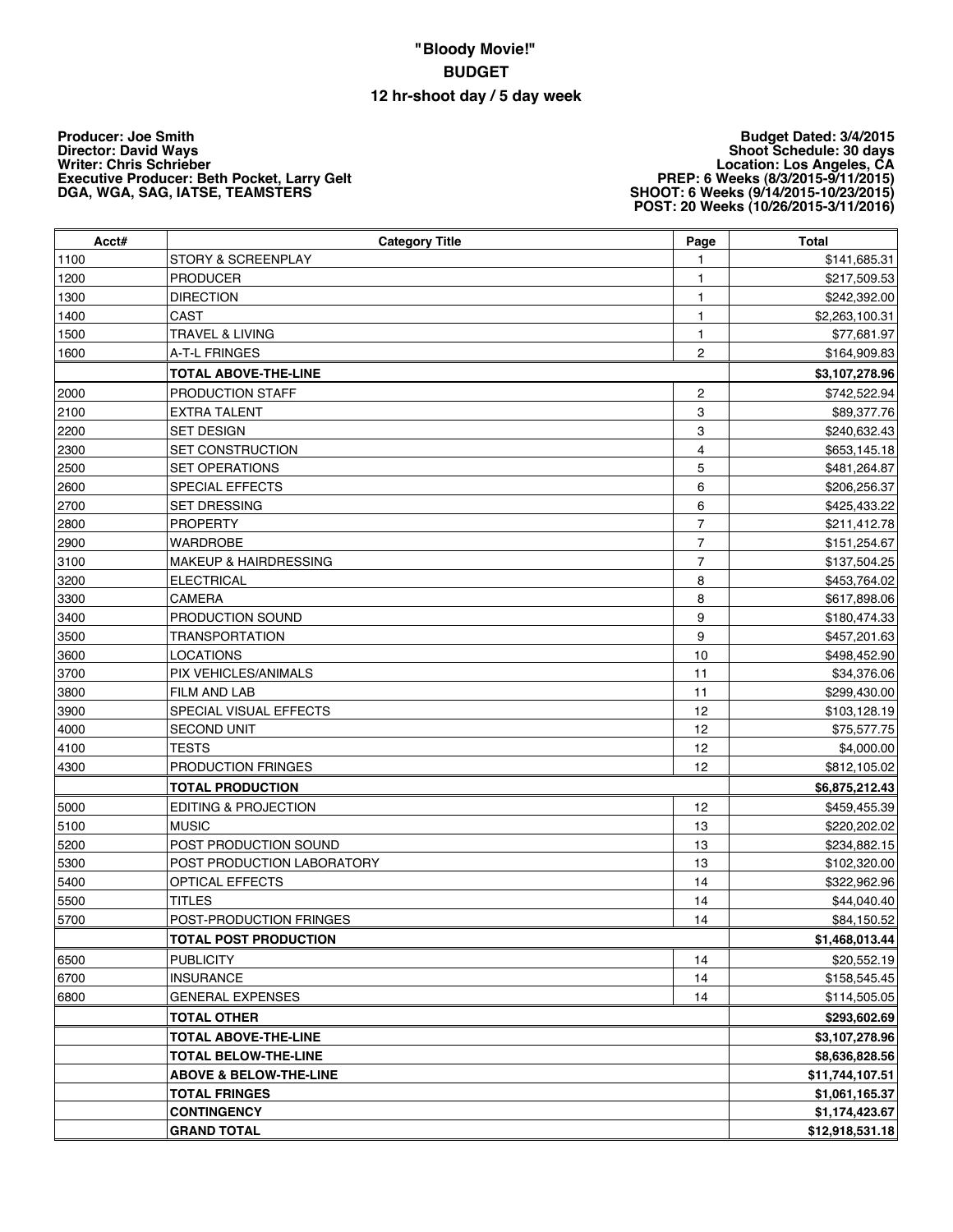# "Bloody Movie!"

## BUDGET

### 12 hr-shoot day / 5 day week

**Producer: Joe Smith**
**Director: David Ways**
**Writer: Chris Schrieber**
**Executive Producer: Beth Pocket, Larry Gelt**
**DGA, WGA, SAG, IATSE, TEAMSTERS**

**Budget Dated: 3/4/2015**
**Shoot Schedule: 30 days**
**Location: Los Angeles, CA**
**PREP: 6 Weeks (8/3/2015-9/11/2015)**
**SHOOT: 6 Weeks (9/14/2015-10/23/2015)**
**POST: 20 Weeks (10/26/2015-3/11/2016)**

| Acct# | Category Title | Page | Total |
|---|---|---|---|
| 1100 | STORY & SCREENPLAY | 1 | $141,685.31 |
| 1200 | PRODUCER | 1 | $217,509.53 |
| 1300 | DIRECTION | 1 | $242,392.00 |
| 1400 | CAST | 1 | $2,263,100.31 |
| 1500 | TRAVEL & LIVING | 1 | $77,681.97 |
| 1600 | A-T-L FRINGES | 2 | $164,909.83 |
| | **TOTAL ABOVE-THE-LINE** | | **$3,107,278.96** |
| 2000 | PRODUCTION STAFF | 2 | $742,522.94 |
| 2100 | EXTRA TALENT | 3 | $89,377.76 |
| 2200 | SET DESIGN | 3 | $240,632.43 |
| 2300 | SET CONSTRUCTION | 4 | $653,145.18 |
| 2500 | SET OPERATIONS | 5 | $481,264.87 |
| 2600 | SPECIAL EFFECTS | 6 | $206,256.37 |
| 2700 | SET DRESSING | 6 | $425,433.22 |
| 2800 | PROPERTY | 7 | $211,412.78 |
| 2900 | WARDROBE | 7 | $151,254.67 |
| 3100 | MAKEUP & HAIRDRESSING | 7 | $137,504.25 |
| 3200 | ELECTRICAL | 8 | $453,764.02 |
| 3300 | CAMERA | 8 | $617,898.06 |
| 3400 | PRODUCTION SOUND | 9 | $180,474.33 |
| 3500 | TRANSPORTATION | 9 | $457,201.63 |
| 3600 | LOCATIONS | 10 | $498,452.90 |
| 3700 | PIX VEHICLES/ANIMALS | 11 | $34,376.06 |
| 3800 | FILM AND LAB | 11 | $299,430.00 |
| 3900 | SPECIAL VISUAL EFFECTS | 12 | $103,128.19 |
| 4000 | SECOND UNIT | 12 | $75,577.75 |
| 4100 | TESTS | 12 | $4,000.00 |
| 4300 | PRODUCTION FRINGES | 12 | $812,105.02 |
| | **TOTAL PRODUCTION** | | **$6,875,212.43** |
| 5000 | EDITING & PROJECTION | 12 | $459,455.39 |
| 5100 | MUSIC | 13 | $220,202.02 |
| 5200 | POST PRODUCTION SOUND | 13 | $234,882.15 |
| 5300 | POST PRODUCTION LABORATORY | 13 | $102,320.00 |
| 5400 | OPTICAL EFFECTS | 14 | $322,962.96 |
| 5500 | TITLES | 14 | $44,040.40 |
| 5700 | POST-PRODUCTION FRINGES | 14 | $84,150.52 |
| | **TOTAL POST PRODUCTION** | | **$1,468,013.44** |
| 6500 | PUBLICITY | 14 | $20,552.19 |
| 6700 | INSURANCE | 14 | $158,545.45 |
| 6800 | GENERAL EXPENSES | 14 | $114,505.05 |
| | **TOTAL OTHER** | | **$293,602.69** |
| | **TOTAL ABOVE-THE-LINE** | | **$3,107,278.96** |
| | **TOTAL BELOW-THE-LINE** | | **$8,636,828.56** |
| | **ABOVE & BELOW-THE-LINE** | | **$11,744,107.51** |
| | **TOTAL FRINGES** | | **$1,061,165.37** |
| | **CONTINGENCY** | | **$1,174,423.67** |
| | **GRAND TOTAL** | | **$12,918,531.18** |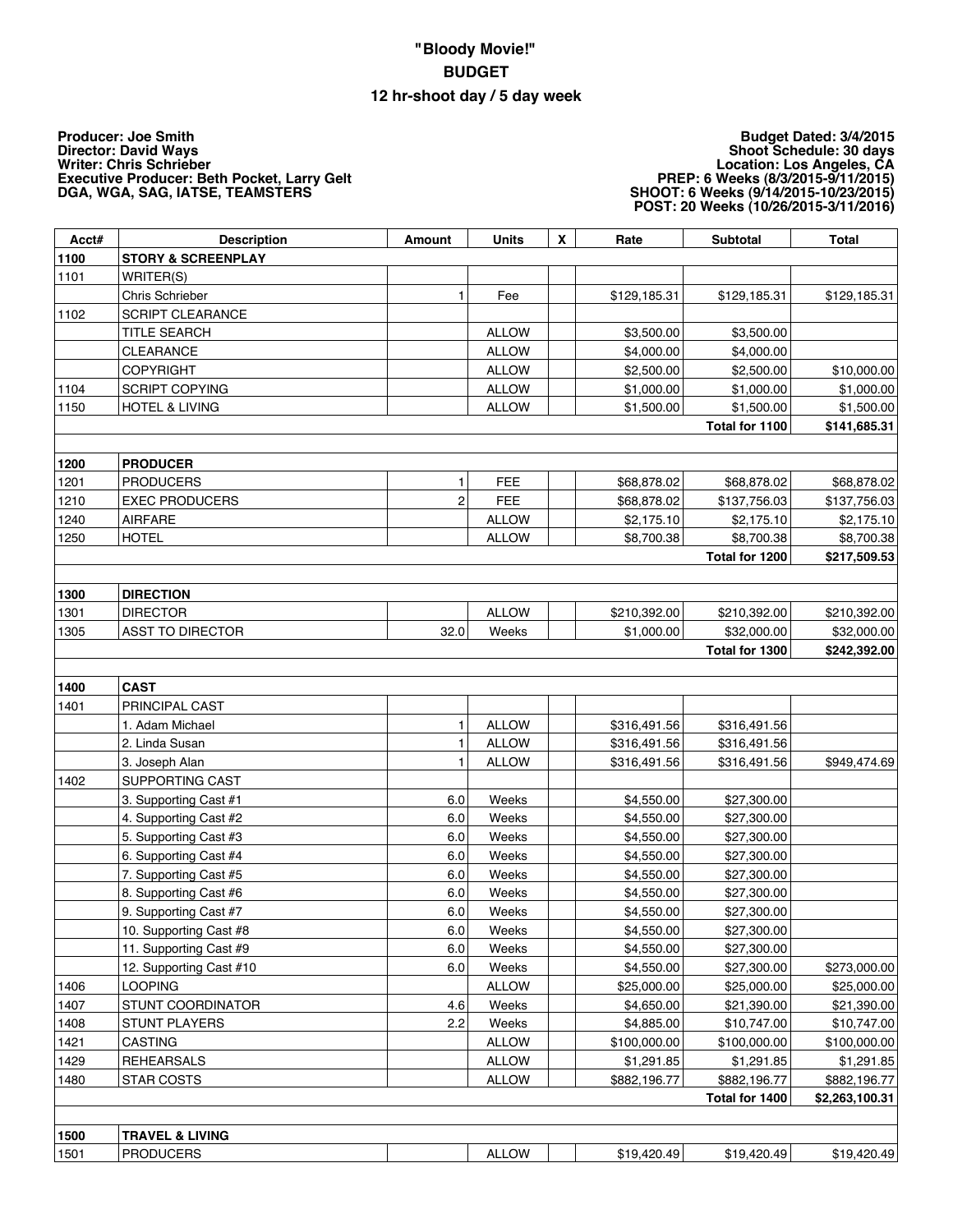# "Bloody Movie!"

# BUDGET

## 12 hr-shoot day / 5 day week

**Producer: Joe Smith**
**Director: David Ways**
**Writer: Chris Schrieber**
**Executive Producer: Beth Pocket, Larry Gelt**
**DGA, WGA, SAG, IATSE, TEAMSTERS**

**Budget Dated: 3/4/2015**
**Shoot Schedule: 30 days**
**Location: Los Angeles, CA**
**PREP: 6 Weeks (8/3/2015-9/11/2015)**
**SHOOT: 6 Weeks (9/14/2015-10/23/2015)**
**POST: 20 Weeks (10/26/2015-3/11/2016)**

| Acct# | Description | Amount | Units | X | Rate | Subtotal | Total |
|---|---|---|---|---|---|---|---|
| **1100** | **STORY & SCREENPLAY** | | | | | | |
| 1101 | WRITER(S) | | | | | | |
| | Chris Schrieber | 1 | Fee | | $129,185.31 | $129,185.31 | $129,185.31 |
| 1102 | SCRIPT CLEARANCE | | | | | | |
| | TITLE SEARCH | | ALLOW | | $3,500.00 | $3,500.00 | |
| | CLEARANCE | | ALLOW | | $4,000.00 | $4,000.00 | |
| | COPYRIGHT | | ALLOW | | $2,500.00 | $2,500.00 | $10,000.00 |
| 1104 | SCRIPT COPYING | | ALLOW | | $1,000.00 | $1,000.00 | $1,000.00 |
| 1150 | HOTEL & LIVING | | ALLOW | | $1,500.00 | $1,500.00 | $1,500.00 |
| | | | | | | **Total for 1100** | **$141,685.31** |
| | | | | | | | |
| **1200** | **PRODUCER** | | | | | | |
| 1201 | PRODUCERS | 1 | FEE | | $68,878.02 | $68,878.02 | $68,878.02 |
| 1210 | EXEC PRODUCERS | 2 | FEE | | $68,878.02 | $137,756.03 | $137,756.03 |
| 1240 | AIRFARE | | ALLOW | | $2,175.10 | $2,175.10 | $2,175.10 |
| 1250 | HOTEL | | ALLOW | | $8,700.38 | $8,700.38 | $8,700.38 |
| | | | | | | **Total for 1200** | **$217,509.53** |
| | | | | | | | |
| **1300** | **DIRECTION** | | | | | | |
| 1301 | DIRECTOR | | ALLOW | | $210,392.00 | $210,392.00 | $210,392.00 |
| 1305 | ASST TO DIRECTOR | 32.0 | Weeks | | $1,000.00 | $32,000.00 | $32,000.00 |
| | | | | | | **Total for 1300** | **$242,392.00** |
| | | | | | | | |
| **1400** | **CAST** | | | | | | |
| 1401 | PRINCIPAL CAST | | | | | | |
| | 1. Adam Michael | 1 | ALLOW | | $316,491.56 | $316,491.56 | |
| | 2. Linda Susan | 1 | ALLOW | | $316,491.56 | $316,491.56 | |
| | 3. Joseph Alan | 1 | ALLOW | | $316,491.56 | $316,491.56 | $949,474.69 |
| 1402 | SUPPORTING CAST | | | | | | |
| | 3. Supporting Cast #1 | 6.0 | Weeks | | $4,550.00 | $27,300.00 | |
| | 4. Supporting Cast #2 | 6.0 | Weeks | | $4,550.00 | $27,300.00 | |
| | 5. Supporting Cast #3 | 6.0 | Weeks | | $4,550.00 | $27,300.00 | |
| | 6. Supporting Cast #4 | 6.0 | Weeks | | $4,550.00 | $27,300.00 | |
| | 7. Supporting Cast #5 | 6.0 | Weeks | | $4,550.00 | $27,300.00 | |
| | 8. Supporting Cast #6 | 6.0 | Weeks | | $4,550.00 | $27,300.00 | |
| | 9. Supporting Cast #7 | 6.0 | Weeks | | $4,550.00 | $27,300.00 | |
| | 10. Supporting Cast #8 | 6.0 | Weeks | | $4,550.00 | $27,300.00 | |
| | 11. Supporting Cast #9 | 6.0 | Weeks | | $4,550.00 | $27,300.00 | |
| | 12. Supporting Cast #10 | 6.0 | Weeks | | $4,550.00 | $27,300.00 | $273,000.00 |
| 1406 | LOOPING | | ALLOW | | $25,000.00 | $25,000.00 | $25,000.00 |
| 1407 | STUNT COORDINATOR | 4.6 | Weeks | | $4,650.00 | $21,390.00 | $21,390.00 |
| 1408 | STUNT PLAYERS | 2.2 | Weeks | | $4,885.00 | $10,747.00 | $10,747.00 |
| 1421 | CASTING | | ALLOW | | $100,000.00 | $100,000.00 | $100,000.00 |
| 1429 | REHEARSALS | | ALLOW | | $1,291.85 | $1,291.85 | $1,291.85 |
| 1480 | STAR COSTS | | ALLOW | | $882,196.77 | $882,196.77 | $882,196.77 |
| | | | | | | **Total for 1400** | **$2,263,100.31** |
| | | | | | | | |
| **1500** | **TRAVEL & LIVING** | | | | | | |
| 1501 | PRODUCERS | | ALLOW | | $19,420.49 | $19,420.49 | $19,420.49 |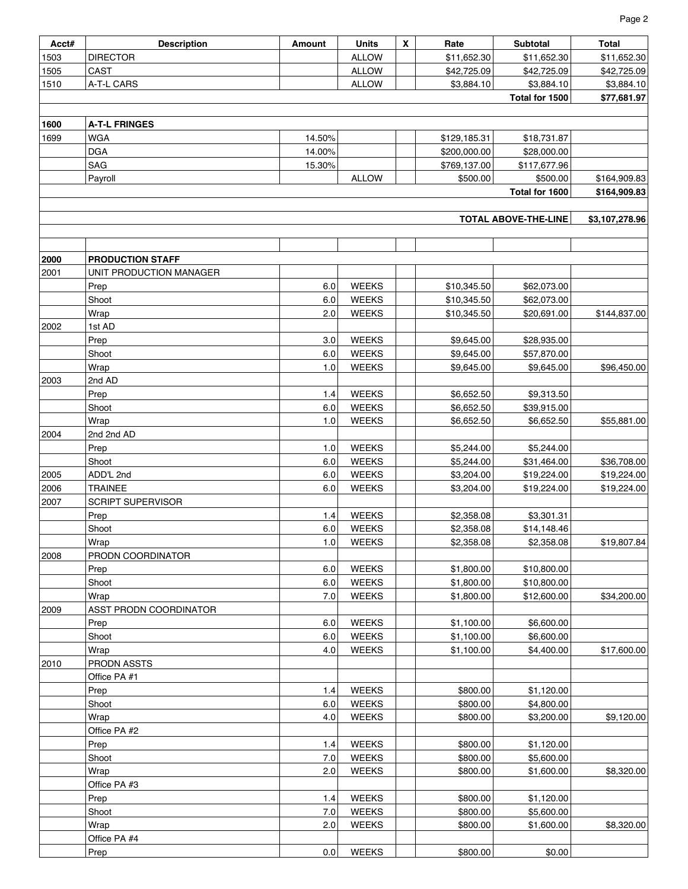| Acct# | Description | Amount | Units | X | Rate | Subtotal | Total |
|---|---|---|---|---|---|---|---|
| 1503 | DIRECTOR | | ALLOW | | $11,652.30 | $11,652.30 | $11,652.30 |
| 1505 | CAST | | ALLOW | | $42,725.09 | $42,725.09 | $42,725.09 |
| 1510 | A-T-L CARS | | ALLOW | | $3,884.10 | $3,884.10 | $3,884.10 |
| | | | | | | **Total for 1500** | **$77,681.97** |
| | | | | | | | |
| **1600** | **A-T-L FRINGES** | | | | | | |
| 1699 | WGA | 14.50% | | | $129,185.31 | $18,731.87 | |
| | DGA | 14.00% | | | $200,000.00 | $28,000.00 | |
| | SAG | 15.30% | | | $769,137.00 | $117,677.96 | |
| | Payroll | | ALLOW | | $500.00 | $500.00 | $164,909.83 |
| | | | | | | **Total for 1600** | **$164,909.83** |
| | | | | | | | |
| | | | | | | **TOTAL ABOVE-THE-LINE** | **$3,107,278.96** |
| | | | | | | | |
| | | | | | | | |
| **2000** | **PRODUCTION STAFF** | | | | | | |
| 2001 | UNIT PRODUCTION MANAGER | | | | | | |
| | Prep | 6.0 | WEEKS | | $10,345.50 | $62,073.00 | |
| | Shoot | 6.0 | WEEKS | | $10,345.50 | $62,073.00 | |
| | Wrap | 2.0 | WEEKS | | $10,345.50 | $20,691.00 | $144,837.00 |
| 2002 | 1st AD | | | | | | |
| | Prep | 3.0 | WEEKS | | $9,645.00 | $28,935.00 | |
| | Shoot | 6.0 | WEEKS | | $9,645.00 | $57,870.00 | |
| | Wrap | 1.0 | WEEKS | | $9,645.00 | $9,645.00 | $96,450.00 |
| 2003 | 2nd AD | | | | | | |
| | Prep | 1.4 | WEEKS | | $6,652.50 | $9,313.50 | |
| | Shoot | 6.0 | WEEKS | | $6,652.50 | $39,915.00 | |
| | Wrap | 1.0 | WEEKS | | $6,652.50 | $6,652.50 | $55,881.00 |
| 2004 | 2nd 2nd AD | | | | | | |
| | Prep | 1.0 | WEEKS | | $5,244.00 | $5,244.00 | |
| | Shoot | 6.0 | WEEKS | | $5,244.00 | $31,464.00 | $36,708.00 |
| 2005 | ADD'L 2nd | 6.0 | WEEKS | | $3,204.00 | $19,224.00 | $19,224.00 |
| 2006 | TRAINEE | 6.0 | WEEKS | | $3,204.00 | $19,224.00 | $19,224.00 |
| 2007 | SCRIPT SUPERVISOR | | | | | | |
| | Prep | 1.4 | WEEKS | | $2,358.08 | $3,301.31 | |
| | Shoot | 6.0 | WEEKS | | $2,358.08 | $14,148.46 | |
| | Wrap | 1.0 | WEEKS | | $2,358.08 | $2,358.08 | $19,807.84 |
| 2008 | PRODN COORDINATOR | | | | | | |
| | Prep | 6.0 | WEEKS | | $1,800.00 | $10,800.00 | |
| | Shoot | 6.0 | WEEKS | | $1,800.00 | $10,800.00 | |
| | Wrap | 7.0 | WEEKS | | $1,800.00 | $12,600.00 | $34,200.00 |
| 2009 | ASST PRODN COORDINATOR | | | | | | |
| | Prep | 6.0 | WEEKS | | $1,100.00 | $6,600.00 | |
| | Shoot | 6.0 | WEEKS | | $1,100.00 | $6,600.00 | |
| | Wrap | 4.0 | WEEKS | | $1,100.00 | $4,400.00 | $17,600.00 |
| 2010 | PRODN ASSTS | | | | | | |
| | Office PA #1 | | | | | | |
| | Prep | 1.4 | WEEKS | | $800.00 | $1,120.00 | |
| | Shoot | 6.0 | WEEKS | | $800.00 | $4,800.00 | |
| | Wrap | 4.0 | WEEKS | | $800.00 | $3,200.00 | $9,120.00 |
| | Office PA #2 | | | | | | |
| | Prep | 1.4 | WEEKS | | $800.00 | $1,120.00 | |
| | Shoot | 7.0 | WEEKS | | $800.00 | $5,600.00 | |
| | Wrap | 2.0 | WEEKS | | $800.00 | $1,600.00 | $8,320.00 |
| | Office PA #3 | | | | | | |
| | Prep | 1.4 | WEEKS | | $800.00 | $1,120.00 | |
| | Shoot | 7.0 | WEEKS | | $800.00 | $5,600.00 | |
| | Wrap | 2.0 | WEEKS | | $800.00 | $1,600.00 | $8,320.00 |
| | Office PA #4 | | | | | | |
| | Prep | 0.0 | WEEKS | | $800.00 | $0.00 | |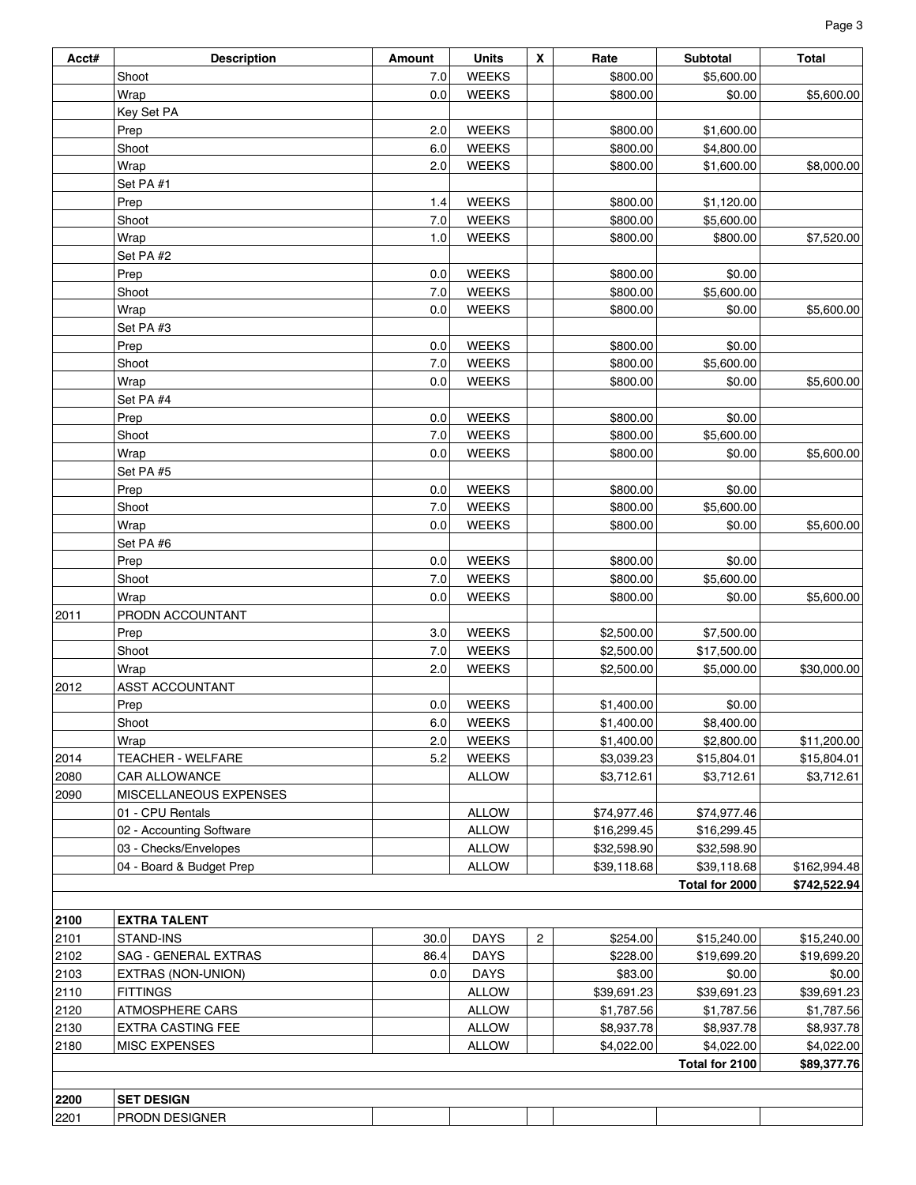| Acct# | Description | Amount | Units | X | Rate | Subtotal | Total |
|---|---|---|---|---|---|---|---|
| | Shoot | 7.0 | WEEKS | | $800.00 | $5,600.00 | |
| | Wrap | 0.0 | WEEKS | | $800.00 | $0.00 | $5,600.00 |
| | Key Set PA | | | | | | |
| | Prep | 2.0 | WEEKS | | $800.00 | $1,600.00 | |
| | Shoot | 6.0 | WEEKS | | $800.00 | $4,800.00 | |
| | Wrap | 2.0 | WEEKS | | $800.00 | $1,600.00 | $8,000.00 |
| | Set PA #1 | | | | | | |
| | Prep | 1.4 | WEEKS | | $800.00 | $1,120.00 | |
| | Shoot | 7.0 | WEEKS | | $800.00 | $5,600.00 | |
| | Wrap | 1.0 | WEEKS | | $800.00 | $800.00 | $7,520.00 |
| | Set PA #2 | | | | | | |
| | Prep | 0.0 | WEEKS | | $800.00 | $0.00 | |
| | Shoot | 7.0 | WEEKS | | $800.00 | $5,600.00 | |
| | Wrap | 0.0 | WEEKS | | $800.00 | $0.00 | $5,600.00 |
| | Set PA #3 | | | | | | |
| | Prep | 0.0 | WEEKS | | $800.00 | $0.00 | |
| | Shoot | 7.0 | WEEKS | | $800.00 | $5,600.00 | |
| | Wrap | 0.0 | WEEKS | | $800.00 | $0.00 | $5,600.00 |
| | Set PA #4 | | | | | | |
| | Prep | 0.0 | WEEKS | | $800.00 | $0.00 | |
| | Shoot | 7.0 | WEEKS | | $800.00 | $5,600.00 | |
| | Wrap | 0.0 | WEEKS | | $800.00 | $0.00 | $5,600.00 |
| | Set PA #5 | | | | | | |
| | Prep | 0.0 | WEEKS | | $800.00 | $0.00 | |
| | Shoot | 7.0 | WEEKS | | $800.00 | $5,600.00 | |
| | Wrap | 0.0 | WEEKS | | $800.00 | $0.00 | $5,600.00 |
| | Set PA #6 | | | | | | |
| | Prep | 0.0 | WEEKS | | $800.00 | $0.00 | |
| | Shoot | 7.0 | WEEKS | | $800.00 | $5,600.00 | |
| | Wrap | 0.0 | WEEKS | | $800.00 | $0.00 | $5,600.00 |
| 2011 | PRODN ACCOUNTANT | | | | | | |
| | Prep | 3.0 | WEEKS | | $2,500.00 | $7,500.00 | |
| | Shoot | 7.0 | WEEKS | | $2,500.00 | $17,500.00 | |
| | Wrap | 2.0 | WEEKS | | $2,500.00 | $5,000.00 | $30,000.00 |
| 2012 | ASST ACCOUNTANT | | | | | | |
| | Prep | 0.0 | WEEKS | | $1,400.00 | $0.00 | |
| | Shoot | 6.0 | WEEKS | | $1,400.00 | $8,400.00 | |
| | Wrap | 2.0 | WEEKS | | $1,400.00 | $2,800.00 | $11,200.00 |
| 2014 | TEACHER - WELFARE | 5.2 | WEEKS | | $3,039.23 | $15,804.01 | $15,804.01 |
| 2080 | CAR ALLOWANCE | | ALLOW | | $3,712.61 | $3,712.61 | $3,712.61 |
| 2090 | MISCELLANEOUS EXPENSES | | | | | | |
| | 01 - CPU Rentals | | ALLOW | | $74,977.46 | $74,977.46 | |
| | 02 - Accounting Software | | ALLOW | | $16,299.45 | $16,299.45 | |
| | 03 - Checks/Envelopes | | ALLOW | | $32,598.90 | $32,598.90 | |
| | 04 - Board & Budget Prep | | ALLOW | | $39,118.68 | $39,118.68 | $162,994.48 |
| | | | | | | **Total for 2000** | **$742,522.94** |
| | | | | | | | |
| **2100** | **EXTRA TALENT** | | | | | | |
| 2101 | STAND-INS | 30.0 | DAYS | 2 | $254.00 | $15,240.00 | $15,240.00 |
| 2102 | SAG - GENERAL EXTRAS | 86.4 | DAYS | | $228.00 | $19,699.20 | $19,699.20 |
| 2103 | EXTRAS (NON-UNION) | 0.0 | DAYS | | $83.00 | $0.00 | $0.00 |
| 2110 | FITTINGS | | ALLOW | | $39,691.23 | $39,691.23 | $39,691.23 |
| 2120 | ATMOSPHERE CARS | | ALLOW | | $1,787.56 | $1,787.56 | $1,787.56 |
| 2130 | EXTRA CASTING FEE | | ALLOW | | $8,937.78 | $8,937.78 | $8,937.78 |
| 2180 | MISC EXPENSES | | ALLOW | | $4,022.00 | $4,022.00 | $4,022.00 |
| | | | | | | **Total for 2100** | **$89,377.76** |
| | | | | | | | |
| **2200** | **SET DESIGN** | | | | | | |
| 2201 | PRODN DESIGNER | | | | | | |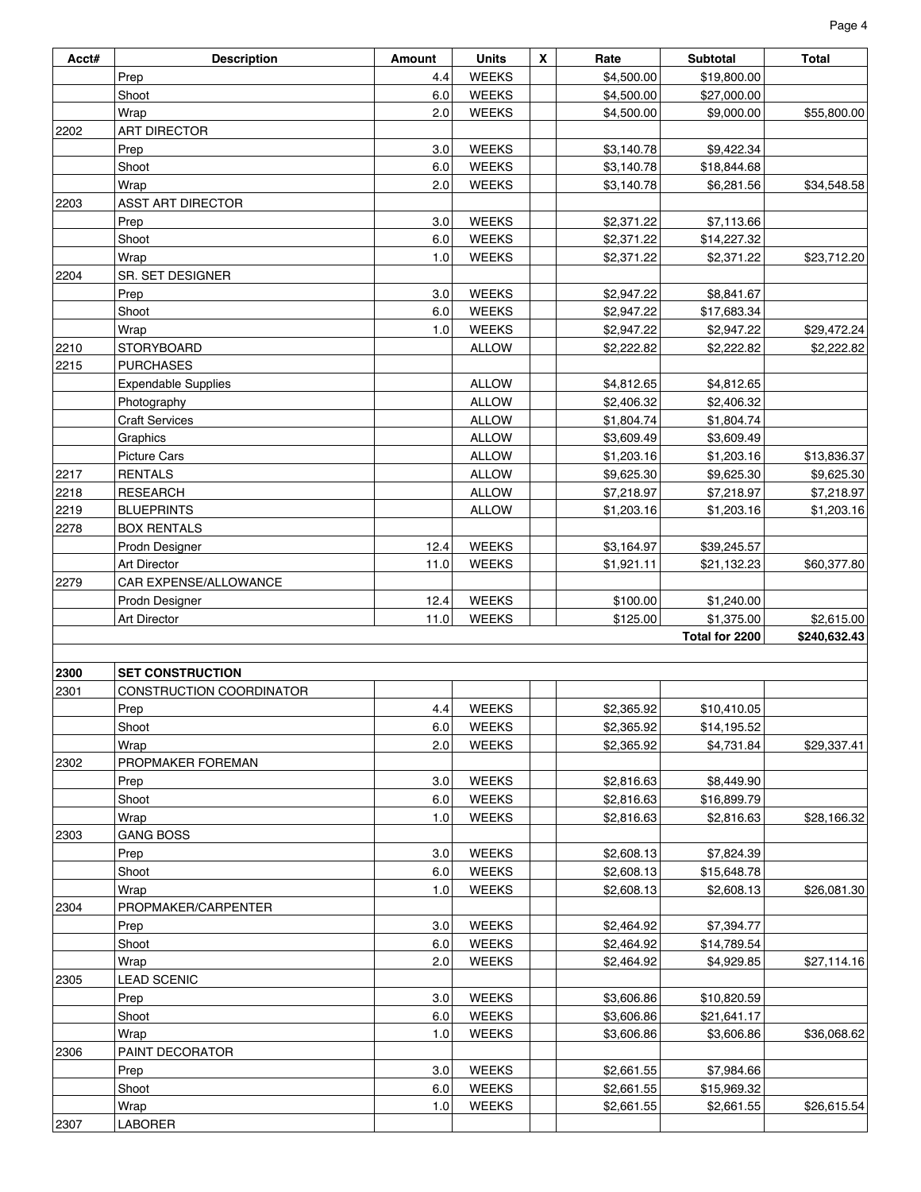| Acct# | Description | Amount | Units | X | Rate | Subtotal | Total |
|---|---|---|---|---|---|---|---|
| | Prep | 4.4 | WEEKS | | $4,500.00 | $19,800.00 | |
| | Shoot | 6.0 | WEEKS | | $4,500.00 | $27,000.00 | |
| | Wrap | 2.0 | WEEKS | | $4,500.00 | $9,000.00 | $55,800.00 |
| 2202 | ART DIRECTOR | | | | | | |
| | Prep | 3.0 | WEEKS | | $3,140.78 | $9,422.34 | |
| | Shoot | 6.0 | WEEKS | | $3,140.78 | $18,844.68 | |
| | Wrap | 2.0 | WEEKS | | $3,140.78 | $6,281.56 | $34,548.58 |
| 2203 | ASST ART DIRECTOR | | | | | | |
| | Prep | 3.0 | WEEKS | | $2,371.22 | $7,113.66 | |
| | Shoot | 6.0 | WEEKS | | $2,371.22 | $14,227.32 | |
| | Wrap | 1.0 | WEEKS | | $2,371.22 | $2,371.22 | $23,712.20 |
| 2204 | SR. SET DESIGNER | | | | | | |
| | Prep | 3.0 | WEEKS | | $2,947.22 | $8,841.67 | |
| | Shoot | 6.0 | WEEKS | | $2,947.22 | $17,683.34 | |
| | Wrap | 1.0 | WEEKS | | $2,947.22 | $2,947.22 | $29,472.24 |
| 2210 | STORYBOARD | | ALLOW | | $2,222.82 | $2,222.82 | $2,222.82 |
| 2215 | PURCHASES | | | | | | |
| | Expendable Supplies | | ALLOW | | $4,812.65 | $4,812.65 | |
| | Photography | | ALLOW | | $2,406.32 | $2,406.32 | |
| | Craft Services | | ALLOW | | $1,804.74 | $1,804.74 | |
| | Graphics | | ALLOW | | $3,609.49 | $3,609.49 | |
| | Picture Cars | | ALLOW | | $1,203.16 | $1,203.16 | $13,836.37 |
| 2217 | RENTALS | | ALLOW | | $9,625.30 | $9,625.30 | $9,625.30 |
| 2218 | RESEARCH | | ALLOW | | $7,218.97 | $7,218.97 | $7,218.97 |
| 2219 | BLUEPRINTS | | ALLOW | | $1,203.16 | $1,203.16 | $1,203.16 |
| 2278 | BOX RENTALS | | | | | | |
| | Prodn Designer | 12.4 | WEEKS | | $3,164.97 | $39,245.57 | |
| | Art Director | 11.0 | WEEKS | | $1,921.11 | $21,132.23 | $60,377.80 |
| 2279 | CAR EXPENSE/ALLOWANCE | | | | | | |
| | Prodn Designer | 12.4 | WEEKS | | $100.00 | $1,240.00 | |
| | Art Director | 11.0 | WEEKS | | $125.00 | $1,375.00 | $2,615.00 |
| | | | | | | **Total for 2200** | **$240,632.43** |
| | | | | | | | |
| **2300** | **SET CONSTRUCTION** | | | | | | |
| 2301 | CONSTRUCTION COORDINATOR | | | | | | |
| | Prep | 4.4 | WEEKS | | $2,365.92 | $10,410.05 | |
| | Shoot | 6.0 | WEEKS | | $2,365.92 | $14,195.52 | |
| | Wrap | 2.0 | WEEKS | | $2,365.92 | $4,731.84 | $29,337.41 |
| 2302 | PROPMAKER FOREMAN | | | | | | |
| | Prep | 3.0 | WEEKS | | $2,816.63 | $8,449.90 | |
| | Shoot | 6.0 | WEEKS | | $2,816.63 | $16,899.79 | |
| | Wrap | 1.0 | WEEKS | | $2,816.63 | $2,816.63 | $28,166.32 |
| 2303 | GANG BOSS | | | | | | |
| | Prep | 3.0 | WEEKS | | $2,608.13 | $7,824.39 | |
| | Shoot | 6.0 | WEEKS | | $2,608.13 | $15,648.78 | |
| | Wrap | 1.0 | WEEKS | | $2,608.13 | $2,608.13 | $26,081.30 |
| 2304 | PROPMAKER/CARPENTER | | | | | | |
| | Prep | 3.0 | WEEKS | | $2,464.92 | $7,394.77 | |
| | Shoot | 6.0 | WEEKS | | $2,464.92 | $14,789.54 | |
| | Wrap | 2.0 | WEEKS | | $2,464.92 | $4,929.85 | $27,114.16 |
| 2305 | LEAD SCENIC | | | | | | |
| | Prep | 3.0 | WEEKS | | $3,606.86 | $10,820.59 | |
| | Shoot | 6.0 | WEEKS | | $3,606.86 | $21,641.17 | |
| | Wrap | 1.0 | WEEKS | | $3,606.86 | $3,606.86 | $36,068.62 |
| 2306 | PAINT DECORATOR | | | | | | |
| | Prep | 3.0 | WEEKS | | $2,661.55 | $7,984.66 | |
| | Shoot | 6.0 | WEEKS | | $2,661.55 | $15,969.32 | |
| | Wrap | 1.0 | WEEKS | | $2,661.55 | $2,661.55 | $26,615.54 |
| 2307 | LABORER | | | | | | |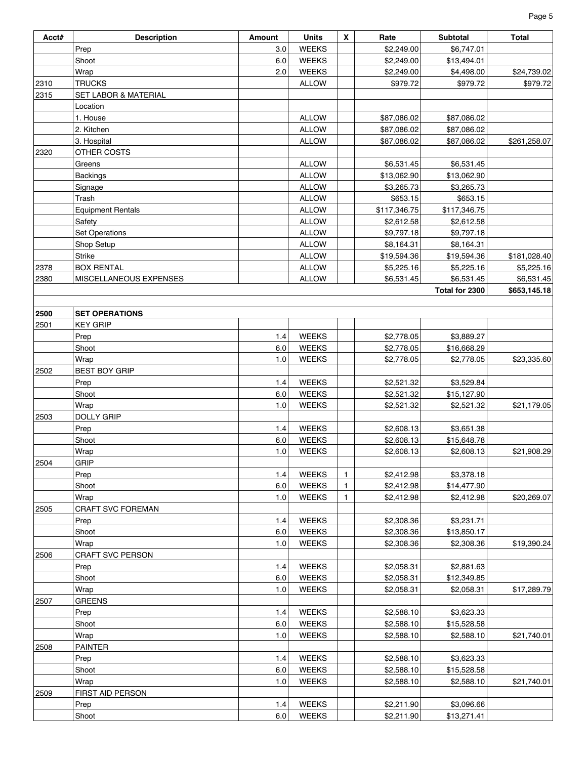| Acct# | Description | Amount | Units | X | Rate | Subtotal | Total |
|---|---|---|---|---|---|---|---|
| | Prep | 3.0 | WEEKS | | $2,249.00 | $6,747.01 | |
| | Shoot | 6.0 | WEEKS | | $2,249.00 | $13,494.01 | |
| | Wrap | 2.0 | WEEKS | | $2,249.00 | $4,498.00 | $24,739.02 |
| 2310 | TRUCKS | | ALLOW | | $979.72 | $979.72 | $979.72 |
| 2315 | SET LABOR & MATERIAL | | | | | | |
| | Location | | | | | | |
| | 1. House | | ALLOW | | $87,086.02 | $87,086.02 | |
| | 2. Kitchen | | ALLOW | | $87,086.02 | $87,086.02 | |
| | 3. Hospital | | ALLOW | | $87,086.02 | $87,086.02 | $261,258.07 |
| 2320 | OTHER COSTS | | | | | | |
| | Greens | | ALLOW | | $6,531.45 | $6,531.45 | |
| | Backings | | ALLOW | | $13,062.90 | $13,062.90 | |
| | Signage | | ALLOW | | $3,265.73 | $3,265.73 | |
| | Trash | | ALLOW | | $653.15 | $653.15 | |
| | Equipment Rentals | | ALLOW | | $117,346.75 | $117,346.75 | |
| | Safety | | ALLOW | | $2,612.58 | $2,612.58 | |
| | Set Operations | | ALLOW | | $9,797.18 | $9,797.18 | |
| | Shop Setup | | ALLOW | | $8,164.31 | $8,164.31 | |
| | Strike | | ALLOW | | $19,594.36 | $19,594.36 | $181,028.40 |
| 2378 | BOX RENTAL | | ALLOW | | $5,225.16 | $5,225.16 | $5,225.16 |
| 2380 | MISCELLANEOUS EXPENSES | | ALLOW | | $6,531.45 | $6,531.45 | $6,531.45 |
| | | | | | | **Total for 2300** | **$653,145.18** |
| | | | | | | | |
| **2500** | **SET OPERATIONS** | | | | | | |
| 2501 | KEY GRIP | | | | | | |
| | Prep | 1.4 | WEEKS | | $2,778.05 | $3,889.27 | |
| | Shoot | 6.0 | WEEKS | | $2,778.05 | $16,668.29 | |
| | Wrap | 1.0 | WEEKS | | $2,778.05 | $2,778.05 | $23,335.60 |
| 2502 | BEST BOY GRIP | | | | | | |
| | Prep | 1.4 | WEEKS | | $2,521.32 | $3,529.84 | |
| | Shoot | 6.0 | WEEKS | | $2,521.32 | $15,127.90 | |
| | Wrap | 1.0 | WEEKS | | $2,521.32 | $2,521.32 | $21,179.05 |
| 2503 | DOLLY GRIP | | | | | | |
| | Prep | 1.4 | WEEKS | | $2,608.13 | $3,651.38 | |
| | Shoot | 6.0 | WEEKS | | $2,608.13 | $15,648.78 | |
| | Wrap | 1.0 | WEEKS | | $2,608.13 | $2,608.13 | $21,908.29 |
| 2504 | GRIP | | | | | | |
| | Prep | 1.4 | WEEKS | 1 | $2,412.98 | $3,378.18 | |
| | Shoot | 6.0 | WEEKS | 1 | $2,412.98 | $14,477.90 | |
| | Wrap | 1.0 | WEEKS | 1 | $2,412.98 | $2,412.98 | $20,269.07 |
| 2505 | CRAFT SVC FOREMAN | | | | | | |
| | Prep | 1.4 | WEEKS | | $2,308.36 | $3,231.71 | |
| | Shoot | 6.0 | WEEKS | | $2,308.36 | $13,850.17 | |
| | Wrap | 1.0 | WEEKS | | $2,308.36 | $2,308.36 | $19,390.24 |
| 2506 | CRAFT SVC PERSON | | | | | | |
| | Prep | 1.4 | WEEKS | | $2,058.31 | $2,881.63 | |
| | Shoot | 6.0 | WEEKS | | $2,058.31 | $12,349.85 | |
| | Wrap | 1.0 | WEEKS | | $2,058.31 | $2,058.31 | $17,289.79 |
| 2507 | GREENS | | | | | | |
| | Prep | 1.4 | WEEKS | | $2,588.10 | $3,623.33 | |
| | Shoot | 6.0 | WEEKS | | $2,588.10 | $15,528.58 | |
| | Wrap | 1.0 | WEEKS | | $2,588.10 | $2,588.10 | $21,740.01 |
| 2508 | PAINTER | | | | | | |
| | Prep | 1.4 | WEEKS | | $2,588.10 | $3,623.33 | |
| | Shoot | 6.0 | WEEKS | | $2,588.10 | $15,528.58 | |
| | Wrap | 1.0 | WEEKS | | $2,588.10 | $2,588.10 | $21,740.01 |
| 2509 | FIRST AID PERSON | | | | | | |
| | Prep | 1.4 | WEEKS | | $2,211.90 | $3,096.66 | |
| | Shoot | 6.0 | WEEKS | | $2,211.90 | $13,271.41 | |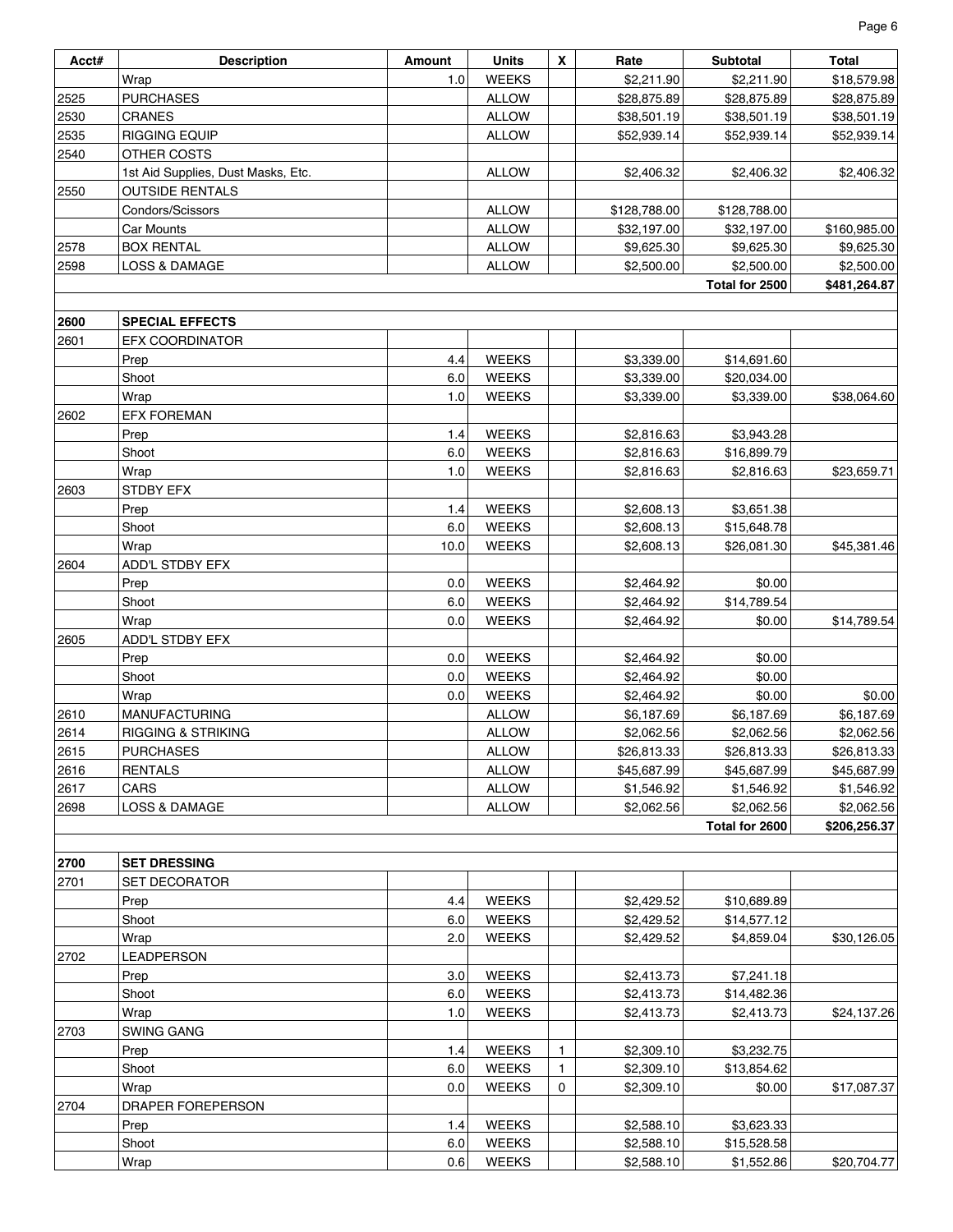| Acct# | Description | Amount | Units | X | Rate | Subtotal | Total |
|---|---|---|---|---|---|---|---|
| | Wrap | 1.0 | WEEKS | | $2,211.90 | $2,211.90 | $18,579.98 |
| 2525 | PURCHASES | | ALLOW | | $28,875.89 | $28,875.89 | $28,875.89 |
| 2530 | CRANES | | ALLOW | | $38,501.19 | $38,501.19 | $38,501.19 |
| 2535 | RIGGING EQUIP | | ALLOW | | $52,939.14 | $52,939.14 | $52,939.14 |
| 2540 | OTHER COSTS | | | | | | |
| | 1st Aid Supplies, Dust Masks, Etc. | | ALLOW | | $2,406.32 | $2,406.32 | $2,406.32 |
| 2550 | OUTSIDE RENTALS | | | | | | |
| | Condors/Scissors | | ALLOW | | $128,788.00 | $128,788.00 | |
| | Car Mounts | | ALLOW | | $32,197.00 | $32,197.00 | $160,985.00 |
| 2578 | BOX RENTAL | | ALLOW | | $9,625.30 | $9,625.30 | $9,625.30 |
| 2598 | LOSS & DAMAGE | | ALLOW | | $2,500.00 | $2,500.00 | $2,500.00 |
| | | | | | | **Total for 2500** | **$481,264.87** |
| | | | | | | | |
| **2600** | **SPECIAL EFFECTS** | | | | | | |
| 2601 | EFX COORDINATOR | | | | | | |
| | Prep | 4.4 | WEEKS | | $3,339.00 | $14,691.60 | |
| | Shoot | 6.0 | WEEKS | | $3,339.00 | $20,034.00 | |
| | Wrap | 1.0 | WEEKS | | $3,339.00 | $3,339.00 | $38,064.60 |
| 2602 | EFX FOREMAN | | | | | | |
| | Prep | 1.4 | WEEKS | | $2,816.63 | $3,943.28 | |
| | Shoot | 6.0 | WEEKS | | $2,816.63 | $16,899.79 | |
| | Wrap | 1.0 | WEEKS | | $2,816.63 | $2,816.63 | $23,659.71 |
| 2603 | STDBY EFX | | | | | | |
| | Prep | 1.4 | WEEKS | | $2,608.13 | $3,651.38 | |
| | Shoot | 6.0 | WEEKS | | $2,608.13 | $15,648.78 | |
| | Wrap | 10.0 | WEEKS | | $2,608.13 | $26,081.30 | $45,381.46 |
| 2604 | ADD'L STDBY EFX | | | | | | |
| | Prep | 0.0 | WEEKS | | $2,464.92 | $0.00 | |
| | Shoot | 6.0 | WEEKS | | $2,464.92 | $14,789.54 | |
| | Wrap | 0.0 | WEEKS | | $2,464.92 | $0.00 | $14,789.54 |
| 2605 | ADD'L STDBY EFX | | | | | | |
| | Prep | 0.0 | WEEKS | | $2,464.92 | $0.00 | |
| | Shoot | 0.0 | WEEKS | | $2,464.92 | $0.00 | |
| | Wrap | 0.0 | WEEKS | | $2,464.92 | $0.00 | $0.00 |
| 2610 | MANUFACTURING | | ALLOW | | $6,187.69 | $6,187.69 | $6,187.69 |
| 2614 | RIGGING & STRIKING | | ALLOW | | $2,062.56 | $2,062.56 | $2,062.56 |
| 2615 | PURCHASES | | ALLOW | | $26,813.33 | $26,813.33 | $26,813.33 |
| 2616 | RENTALS | | ALLOW | | $45,687.99 | $45,687.99 | $45,687.99 |
| 2617 | CARS | | ALLOW | | $1,546.92 | $1,546.92 | $1,546.92 |
| 2698 | LOSS & DAMAGE | | ALLOW | | $2,062.56 | $2,062.56 | $2,062.56 |
| | | | | | | **Total for 2600** | **$206,256.37** |
| | | | | | | | |
| **2700** | **SET DRESSING** | | | | | | |
| 2701 | SET DECORATOR | | | | | | |
| | Prep | 4.4 | WEEKS | | $2,429.52 | $10,689.89 | |
| | Shoot | 6.0 | WEEKS | | $2,429.52 | $14,577.12 | |
| | Wrap | 2.0 | WEEKS | | $2,429.52 | $4,859.04 | $30,126.05 |
| 2702 | LEADPERSON | | | | | | |
| | Prep | 3.0 | WEEKS | | $2,413.73 | $7,241.18 | |
| | Shoot | 6.0 | WEEKS | | $2,413.73 | $14,482.36 | |
| | Wrap | 1.0 | WEEKS | | $2,413.73 | $2,413.73 | $24,137.26 |
| 2703 | SWING GANG | | | | | | |
| | Prep | 1.4 | WEEKS | 1 | $2,309.10 | $3,232.75 | |
| | Shoot | 6.0 | WEEKS | 1 | $2,309.10 | $13,854.62 | |
| | Wrap | 0.0 | WEEKS | 0 | $2,309.10 | $0.00 | $17,087.37 |
| 2704 | DRAPER FOREPERSON | | | | | | |
| | Prep | 1.4 | WEEKS | | $2,588.10 | $3,623.33 | |
| | Shoot | 6.0 | WEEKS | | $2,588.10 | $15,528.58 | |
| | Wrap | 0.6 | WEEKS | | $2,588.10 | $1,552.86 | $20,704.77 |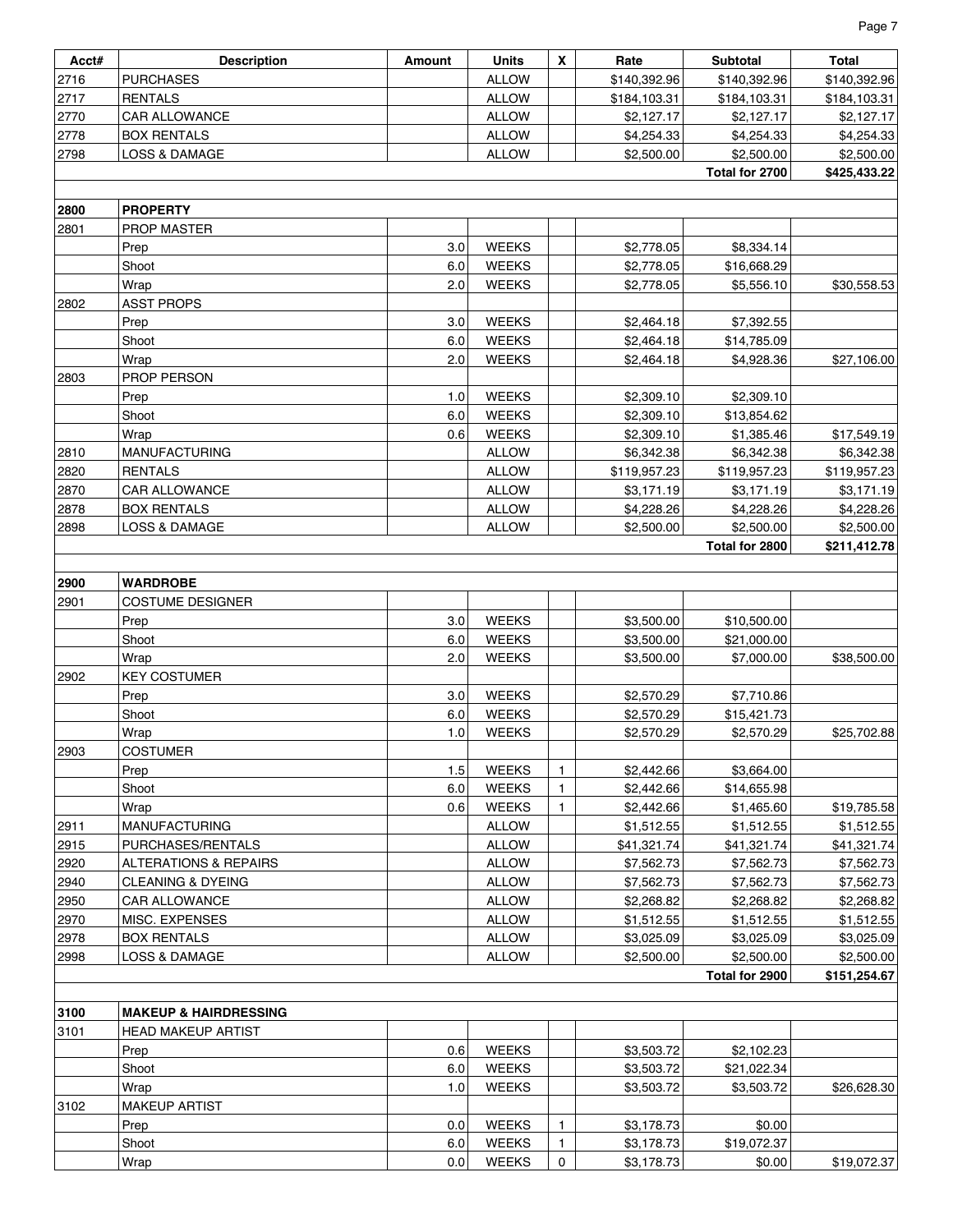| Acct# | Description | Amount | Units | X | Rate | Subtotal | Total |
|---|---|---|---|---|---|---|---|
| 2716 | PURCHASES | | ALLOW | | $140,392.96 | $140,392.96 | $140,392.96 |
| 2717 | RENTALS | | ALLOW | | $184,103.31 | $184,103.31 | $184,103.31 |
| 2770 | CAR ALLOWANCE | | ALLOW | | $2,127.17 | $2,127.17 | $2,127.17 |
| 2778 | BOX RENTALS | | ALLOW | | $4,254.33 | $4,254.33 | $4,254.33 |
| 2798 | LOSS & DAMAGE | | ALLOW | | $2,500.00 | $2,500.00 | $2,500.00 |
| | | | | | | **Total for 2700** | **$425,433.22** |
| | | | | | | | |
| **2800** | **PROPERTY** | | | | | | |
| 2801 | PROP MASTER | | | | | | |
| | Prep | 3.0 | WEEKS | | $2,778.05 | $8,334.14 | |
| | Shoot | 6.0 | WEEKS | | $2,778.05 | $16,668.29 | |
| | Wrap | 2.0 | WEEKS | | $2,778.05 | $5,556.10 | $30,558.53 |
| 2802 | ASST PROPS | | | | | | |
| | Prep | 3.0 | WEEKS | | $2,464.18 | $7,392.55 | |
| | Shoot | 6.0 | WEEKS | | $2,464.18 | $14,785.09 | |
| | Wrap | 2.0 | WEEKS | | $2,464.18 | $4,928.36 | $27,106.00 |
| 2803 | PROP PERSON | | | | | | |
| | Prep | 1.0 | WEEKS | | $2,309.10 | $2,309.10 | |
| | Shoot | 6.0 | WEEKS | | $2,309.10 | $13,854.62 | |
| | Wrap | 0.6 | WEEKS | | $2,309.10 | $1,385.46 | $17,549.19 |
| 2810 | MANUFACTURING | | ALLOW | | $6,342.38 | $6,342.38 | $6,342.38 |
| 2820 | RENTALS | | ALLOW | | $119,957.23 | $119,957.23 | $119,957.23 |
| 2870 | CAR ALLOWANCE | | ALLOW | | $3,171.19 | $3,171.19 | $3,171.19 |
| 2878 | BOX RENTALS | | ALLOW | | $4,228.26 | $4,228.26 | $4,228.26 |
| 2898 | LOSS & DAMAGE | | ALLOW | | $2,500.00 | $2,500.00 | $2,500.00 |
| | | | | | | **Total for 2800** | **$211,412.78** |
| | | | | | | | |
| **2900** | **WARDROBE** | | | | | | |
| 2901 | COSTUME DESIGNER | | | | | | |
| | Prep | 3.0 | WEEKS | | $3,500.00 | $10,500.00 | |
| | Shoot | 6.0 | WEEKS | | $3,500.00 | $21,000.00 | |
| | Wrap | 2.0 | WEEKS | | $3,500.00 | $7,000.00 | $38,500.00 |
| 2902 | KEY COSTUMER | | | | | | |
| | Prep | 3.0 | WEEKS | | $2,570.29 | $7,710.86 | |
| | Shoot | 6.0 | WEEKS | | $2,570.29 | $15,421.73 | |
| | Wrap | 1.0 | WEEKS | | $2,570.29 | $2,570.29 | $25,702.88 |
| 2903 | COSTUMER | | | | | | |
| | Prep | 1.5 | WEEKS | 1 | $2,442.66 | $3,664.00 | |
| | Shoot | 6.0 | WEEKS | 1 | $2,442.66 | $14,655.98 | |
| | Wrap | 0.6 | WEEKS | 1 | $2,442.66 | $1,465.60 | $19,785.58 |
| 2911 | MANUFACTURING | | ALLOW | | $1,512.55 | $1,512.55 | $1,512.55 |
| 2915 | PURCHASES/RENTALS | | ALLOW | | $41,321.74 | $41,321.74 | $41,321.74 |
| 2920 | ALTERATIONS & REPAIRS | | ALLOW | | $7,562.73 | $7,562.73 | $7,562.73 |
| 2940 | CLEANING & DYEING | | ALLOW | | $7,562.73 | $7,562.73 | $7,562.73 |
| 2950 | CAR ALLOWANCE | | ALLOW | | $2,268.82 | $2,268.82 | $2,268.82 |
| 2970 | MISC. EXPENSES | | ALLOW | | $1,512.55 | $1,512.55 | $1,512.55 |
| 2978 | BOX RENTALS | | ALLOW | | $3,025.09 | $3,025.09 | $3,025.09 |
| 2998 | LOSS & DAMAGE | | ALLOW | | $2,500.00 | $2,500.00 | $2,500.00 |
| | | | | | | **Total for 2900** | **$151,254.67** |
| | | | | | | | |
| **3100** | **MAKEUP & HAIRDRESSING** | | | | | | |
| 3101 | HEAD MAKEUP ARTIST | | | | | | |
| | Prep | 0.6 | WEEKS | | $3,503.72 | $2,102.23 | |
| | Shoot | 6.0 | WEEKS | | $3,503.72 | $21,022.34 | |
| | Wrap | 1.0 | WEEKS | | $3,503.72 | $3,503.72 | $26,628.30 |
| 3102 | MAKEUP ARTIST | | | | | | |
| | Prep | 0.0 | WEEKS | 1 | $3,178.73 | $0.00 | |
| | Shoot | 6.0 | WEEKS | 1 | $3,178.73 | $19,072.37 | |
| | Wrap | 0.0 | WEEKS | 0 | $3,178.73 | $0.00 | $19,072.37 |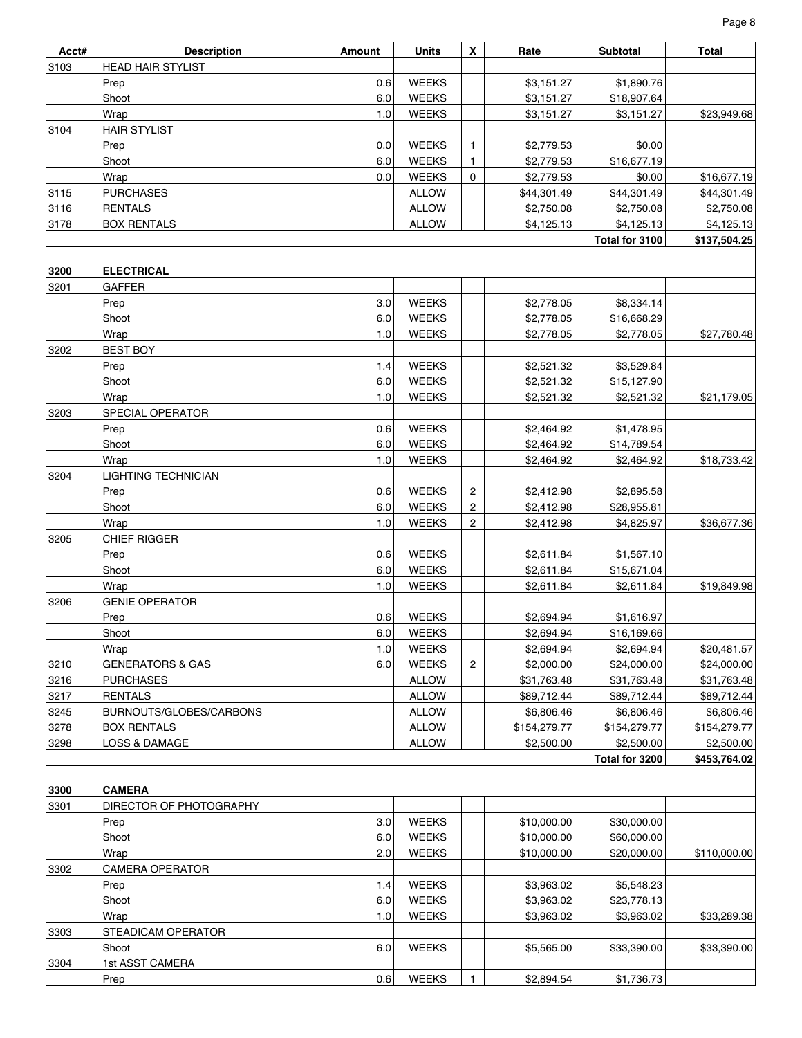| Acct# | Description | Amount | Units | X | Rate | Subtotal | Total |
|---|---|---|---|---|---|---|---|
| 3103 | HEAD HAIR STYLIST | | | | | | |
| | Prep | 0.6 | WEEKS | | $3,151.27 | $1,890.76 | |
| | Shoot | 6.0 | WEEKS | | $3,151.27 | $18,907.64 | |
| | Wrap | 1.0 | WEEKS | | $3,151.27 | $3,151.27 | $23,949.68 |
| 3104 | HAIR STYLIST | | | | | | |
| | Prep | 0.0 | WEEKS | 1 | $2,779.53 | $0.00 | |
| | Shoot | 6.0 | WEEKS | 1 | $2,779.53 | $16,677.19 | |
| | Wrap | 0.0 | WEEKS | 0 | $2,779.53 | $0.00 | $16,677.19 |
| 3115 | PURCHASES | | ALLOW | | $44,301.49 | $44,301.49 | $44,301.49 |
| 3116 | RENTALS | | ALLOW | | $2,750.08 | $2,750.08 | $2,750.08 |
| 3178 | BOX RENTALS | | ALLOW | | $4,125.13 | $4,125.13 | $4,125.13 |
| | | | | | | Total for 3100 | $137,504.25 |
| | | | | | | | |
| **3200** | **ELECTRICAL** | | | | | | |
| 3201 | GAFFER | | | | | | |
| | Prep | 3.0 | WEEKS | | $2,778.05 | $8,334.14 | |
| | Shoot | 6.0 | WEEKS | | $2,778.05 | $16,668.29 | |
| | Wrap | 1.0 | WEEKS | | $2,778.05 | $2,778.05 | $27,780.48 |
| 3202 | BEST BOY | | | | | | |
| | Prep | 1.4 | WEEKS | | $2,521.32 | $3,529.84 | |
| | Shoot | 6.0 | WEEKS | | $2,521.32 | $15,127.90 | |
| | Wrap | 1.0 | WEEKS | | $2,521.32 | $2,521.32 | $21,179.05 |
| 3203 | SPECIAL OPERATOR | | | | | | |
| | Prep | 0.6 | WEEKS | | $2,464.92 | $1,478.95 | |
| | Shoot | 6.0 | WEEKS | | $2,464.92 | $14,789.54 | |
| | Wrap | 1.0 | WEEKS | | $2,464.92 | $2,464.92 | $18,733.42 |
| 3204 | LIGHTING TECHNICIAN | | | | | | |
| | Prep | 0.6 | WEEKS | 2 | $2,412.98 | $2,895.58 | |
| | Shoot | 6.0 | WEEKS | 2 | $2,412.98 | $28,955.81 | |
| | Wrap | 1.0 | WEEKS | 2 | $2,412.98 | $4,825.97 | $36,677.36 |
| 3205 | CHIEF RIGGER | | | | | | |
| | Prep | 0.6 | WEEKS | | $2,611.84 | $1,567.10 | |
| | Shoot | 6.0 | WEEKS | | $2,611.84 | $15,671.04 | |
| | Wrap | 1.0 | WEEKS | | $2,611.84 | $2,611.84 | $19,849.98 |
| 3206 | GENIE OPERATOR | | | | | | |
| | Prep | 0.6 | WEEKS | | $2,694.94 | $1,616.97 | |
| | Shoot | 6.0 | WEEKS | | $2,694.94 | $16,169.66 | |
| | Wrap | 1.0 | WEEKS | | $2,694.94 | $2,694.94 | $20,481.57 |
| 3210 | GENERATORS & GAS | 6.0 | WEEKS | 2 | $2,000.00 | $24,000.00 | $24,000.00 |
| 3216 | PURCHASES | | ALLOW | | $31,763.48 | $31,763.48 | $31,763.48 |
| 3217 | RENTALS | | ALLOW | | $89,712.44 | $89,712.44 | $89,712.44 |
| 3245 | BURNOUTS/GLOBES/CARBONS | | ALLOW | | $6,806.46 | $6,806.46 | $6,806.46 |
| 3278 | BOX RENTALS | | ALLOW | | $154,279.77 | $154,279.77 | $154,279.77 |
| 3298 | LOSS & DAMAGE | | ALLOW | | $2,500.00 | $2,500.00 | $2,500.00 |
| | | | | | | Total for 3200 | $453,764.02 |
| | | | | | | | |
| **3300** | **CAMERA** | | | | | | |
| 3301 | DIRECTOR OF PHOTOGRAPHY | | | | | | |
| | Prep | 3.0 | WEEKS | | $10,000.00 | $30,000.00 | |
| | Shoot | 6.0 | WEEKS | | $10,000.00 | $60,000.00 | |
| | Wrap | 2.0 | WEEKS | | $10,000.00 | $20,000.00 | $110,000.00 |
| 3302 | CAMERA OPERATOR | | | | | | |
| | Prep | 1.4 | WEEKS | | $3,963.02 | $5,548.23 | |
| | Shoot | 6.0 | WEEKS | | $3,963.02 | $23,778.13 | |
| | Wrap | 1.0 | WEEKS | | $3,963.02 | $3,963.02 | $33,289.38 |
| 3303 | STEADICAM OPERATOR | | | | | | |
| | Shoot | 6.0 | WEEKS | | $5,565.00 | $33,390.00 | $33,390.00 |
| 3304 | 1st ASST CAMERA | | | | | | |
| | Prep | 0.6 | WEEKS | 1 | $2,894.54 | $1,736.73 | |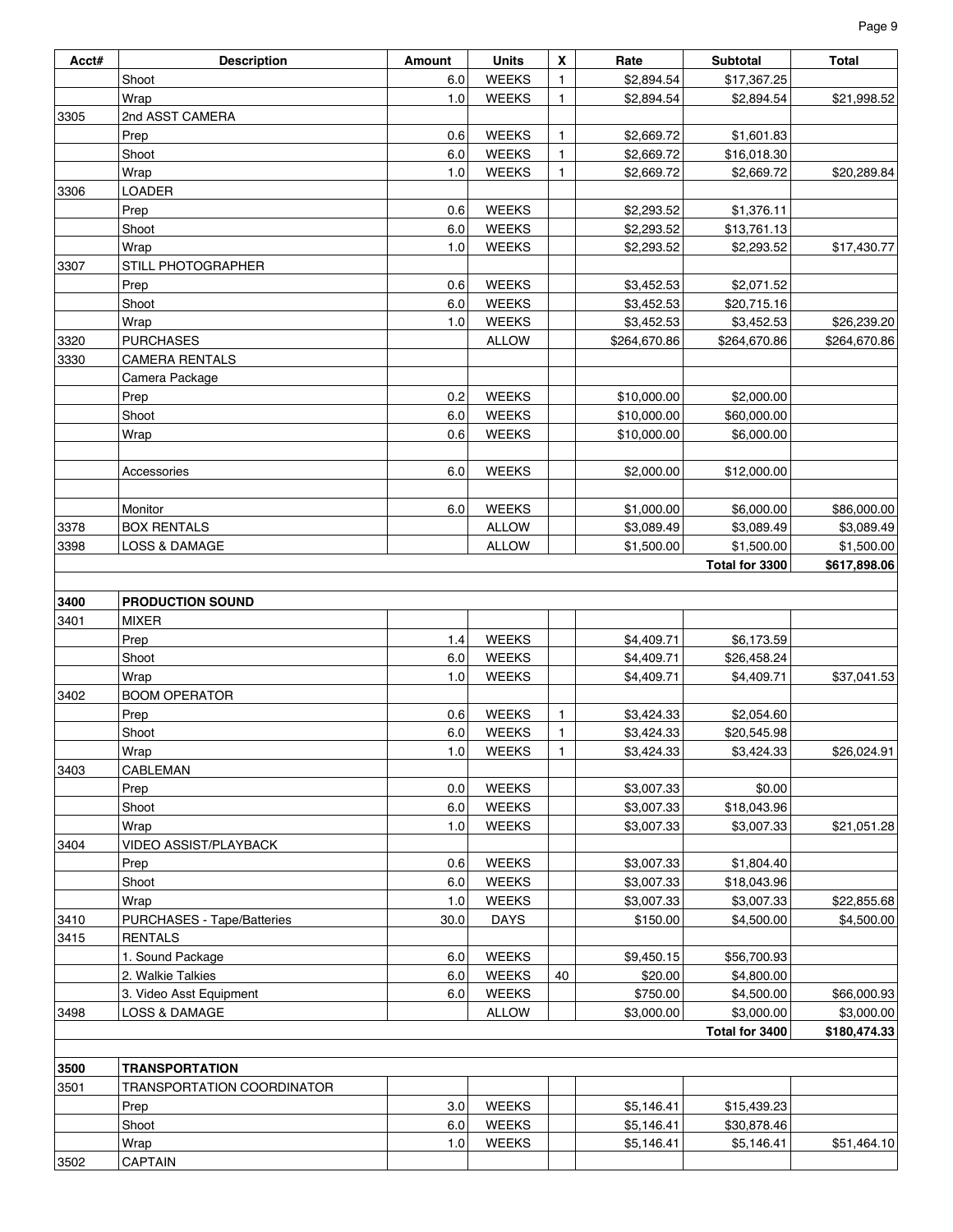| Acct# | Description | Amount | Units | X | Rate | Subtotal | Total |
|---|---|---|---|---|---|---|---|
| | Shoot | 6.0 | WEEKS | 1 | $2,894.54 | $17,367.25 | |
| | Wrap | 1.0 | WEEKS | 1 | $2,894.54 | $2,894.54 | $21,998.52 |
| 3305 | 2nd ASST CAMERA | | | | | | |
| | Prep | 0.6 | WEEKS | 1 | $2,669.72 | $1,601.83 | |
| | Shoot | 6.0 | WEEKS | 1 | $2,669.72 | $16,018.30 | |
| | Wrap | 1.0 | WEEKS | 1 | $2,669.72 | $2,669.72 | $20,289.84 |
| 3306 | LOADER | | | | | | |
| | Prep | 0.6 | WEEKS | | $2,293.52 | $1,376.11 | |
| | Shoot | 6.0 | WEEKS | | $2,293.52 | $13,761.13 | |
| | Wrap | 1.0 | WEEKS | | $2,293.52 | $2,293.52 | $17,430.77 |
| 3307 | STILL PHOTOGRAPHER | | | | | | |
| | Prep | 0.6 | WEEKS | | $3,452.53 | $2,071.52 | |
| | Shoot | 6.0 | WEEKS | | $3,452.53 | $20,715.16 | |
| | Wrap | 1.0 | WEEKS | | $3,452.53 | $3,452.53 | $26,239.20 |
| 3320 | PURCHASES | | ALLOW | | $264,670.86 | $264,670.86 | $264,670.86 |
| 3330 | CAMERA RENTALS | | | | | | |
| | Camera Package | | | | | | |
| | Prep | 0.2 | WEEKS | | $10,000.00 | $2,000.00 | |
| | Shoot | 6.0 | WEEKS | | $10,000.00 | $60,000.00 | |
| | Wrap | 0.6 | WEEKS | | $10,000.00 | $6,000.00 | |
| | | | | | | | |
| | Accessories | 6.0 | WEEKS | | $2,000.00 | $12,000.00 | |
| | | | | | | | |
| | Monitor | 6.0 | WEEKS | | $1,000.00 | $6,000.00 | $86,000.00 |
| 3378 | BOX RENTALS | | ALLOW | | $3,089.49 | $3,089.49 | $3,089.49 |
| 3398 | LOSS & DAMAGE | | ALLOW | | $1,500.00 | $1,500.00 | $1,500.00 |
| | | | | | | Total for 3300 | $617,898.06 |
| | | | | | | | |
| **3400** | **PRODUCTION SOUND** | | | | | | |
| 3401 | MIXER | | | | | | |
| | Prep | 1.4 | WEEKS | | $4,409.71 | $6,173.59 | |
| | Shoot | 6.0 | WEEKS | | $4,409.71 | $26,458.24 | |
| | Wrap | 1.0 | WEEKS | | $4,409.71 | $4,409.71 | $37,041.53 |
| 3402 | BOOM OPERATOR | | | | | | |
| | Prep | 0.6 | WEEKS | 1 | $3,424.33 | $2,054.60 | |
| | Shoot | 6.0 | WEEKS | 1 | $3,424.33 | $20,545.98 | |
| | Wrap | 1.0 | WEEKS | 1 | $3,424.33 | $3,424.33 | $26,024.91 |
| 3403 | CABLEMAN | | | | | | |
| | Prep | 0.0 | WEEKS | | $3,007.33 | $0.00 | |
| | Shoot | 6.0 | WEEKS | | $3,007.33 | $18,043.96 | |
| | Wrap | 1.0 | WEEKS | | $3,007.33 | $3,007.33 | $21,051.28 |
| 3404 | VIDEO ASSIST/PLAYBACK | | | | | | |
| | Prep | 0.6 | WEEKS | | $3,007.33 | $1,804.40 | |
| | Shoot | 6.0 | WEEKS | | $3,007.33 | $18,043.96 | |
| | Wrap | 1.0 | WEEKS | | $3,007.33 | $3,007.33 | $22,855.68 |
| 3410 | PURCHASES - Tape/Batteries | 30.0 | DAYS | | $150.00 | $4,500.00 | $4,500.00 |
| 3415 | RENTALS | | | | | | |
| | 1. Sound Package | 6.0 | WEEKS | | $9,450.15 | $56,700.93 | |
| | 2. Walkie Talkies | 6.0 | WEEKS | 40 | $20.00 | $4,800.00 | |
| | 3. Video Asst Equipment | 6.0 | WEEKS | | $750.00 | $4,500.00 | $66,000.93 |
| 3498 | LOSS & DAMAGE | | ALLOW | | $3,000.00 | $3,000.00 | $3,000.00 |
| | | | | | | Total for 3400 | $180,474.33 |
| | | | | | | | |
| **3500** | **TRANSPORTATION** | | | | | | |
| 3501 | TRANSPORTATION COORDINATOR | | | | | | |
| | Prep | 3.0 | WEEKS | | $5,146.41 | $15,439.23 | |
| | Shoot | 6.0 | WEEKS | | $5,146.41 | $30,878.46 | |
| | Wrap | 1.0 | WEEKS | | $5,146.41 | $5,146.41 | $51,464.10 |
| 3502 | CAPTAIN | | | | | | |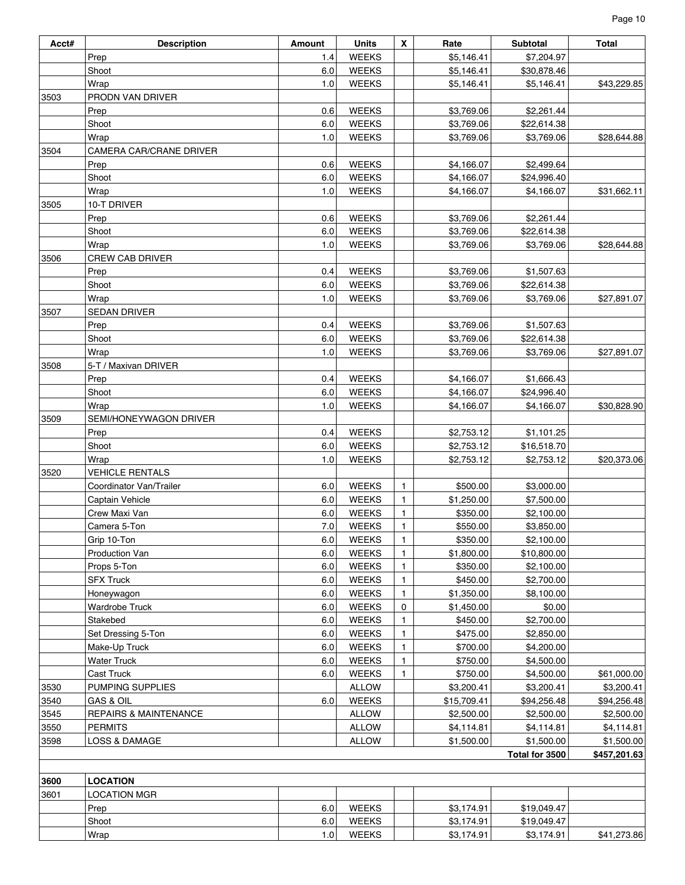| Acct# | Description | Amount | Units | X | Rate | Subtotal | Total |
|---|---|---|---|---|---|---|---|
| | Prep | 1.4 | WEEKS | | $5,146.41 | $7,204.97 | |
| | Shoot | 6.0 | WEEKS | | $5,146.41 | $30,878.46 | |
| | Wrap | 1.0 | WEEKS | | $5,146.41 | $5,146.41 | $43,229.85 |
| 3503 | PRODN VAN DRIVER | | | | | | |
| | Prep | 0.6 | WEEKS | | $3,769.06 | $2,261.44 | |
| | Shoot | 6.0 | WEEKS | | $3,769.06 | $22,614.38 | |
| | Wrap | 1.0 | WEEKS | | $3,769.06 | $3,769.06 | $28,644.88 |
| 3504 | CAMERA CAR/CRANE DRIVER | | | | | | |
| | Prep | 0.6 | WEEKS | | $4,166.07 | $2,499.64 | |
| | Shoot | 6.0 | WEEKS | | $4,166.07 | $24,996.40 | |
| | Wrap | 1.0 | WEEKS | | $4,166.07 | $4,166.07 | $31,662.11 |
| 3505 | 10-T DRIVER | | | | | | |
| | Prep | 0.6 | WEEKS | | $3,769.06 | $2,261.44 | |
| | Shoot | 6.0 | WEEKS | | $3,769.06 | $22,614.38 | |
| | Wrap | 1.0 | WEEKS | | $3,769.06 | $3,769.06 | $28,644.88 |
| 3506 | CREW CAB DRIVER | | | | | | |
| | Prep | 0.4 | WEEKS | | $3,769.06 | $1,507.63 | |
| | Shoot | 6.0 | WEEKS | | $3,769.06 | $22,614.38 | |
| | Wrap | 1.0 | WEEKS | | $3,769.06 | $3,769.06 | $27,891.07 |
| 3507 | SEDAN DRIVER | | | | | | |
| | Prep | 0.4 | WEEKS | | $3,769.06 | $1,507.63 | |
| | Shoot | 6.0 | WEEKS | | $3,769.06 | $22,614.38 | |
| | Wrap | 1.0 | WEEKS | | $3,769.06 | $3,769.06 | $27,891.07 |
| 3508 | 5-T / Maxivan DRIVER | | | | | | |
| | Prep | 0.4 | WEEKS | | $4,166.07 | $1,666.43 | |
| | Shoot | 6.0 | WEEKS | | $4,166.07 | $24,996.40 | |
| | Wrap | 1.0 | WEEKS | | $4,166.07 | $4,166.07 | $30,828.90 |
| 3509 | SEMI/HONEYWAGON DRIVER | | | | | | |
| | Prep | 0.4 | WEEKS | | $2,753.12 | $1,101.25 | |
| | Shoot | 6.0 | WEEKS | | $2,753.12 | $16,518.70 | |
| | Wrap | 1.0 | WEEKS | | $2,753.12 | $2,753.12 | $20,373.06 |
| 3520 | VEHICLE RENTALS | | | | | | |
| | Coordinator Van/Trailer | 6.0 | WEEKS | 1 | $500.00 | $3,000.00 | |
| | Captain Vehicle | 6.0 | WEEKS | 1 | $1,250.00 | $7,500.00 | |
| | Crew Maxi Van | 6.0 | WEEKS | 1 | $350.00 | $2,100.00 | |
| | Camera 5-Ton | 7.0 | WEEKS | 1 | $550.00 | $3,850.00 | |
| | Grip 10-Ton | 6.0 | WEEKS | 1 | $350.00 | $2,100.00 | |
| | Production Van | 6.0 | WEEKS | 1 | $1,800.00 | $10,800.00 | |
| | Props 5-Ton | 6.0 | WEEKS | 1 | $350.00 | $2,100.00 | |
| | SFX Truck | 6.0 | WEEKS | 1 | $450.00 | $2,700.00 | |
| | Honeywagon | 6.0 | WEEKS | 1 | $1,350.00 | $8,100.00 | |
| | Wardrobe Truck | 6.0 | WEEKS | 0 | $1,450.00 | $0.00 | |
| | Stakebed | 6.0 | WEEKS | 1 | $450.00 | $2,700.00 | |
| | Set Dressing 5-Ton | 6.0 | WEEKS | 1 | $475.00 | $2,850.00 | |
| | Make-Up Truck | 6.0 | WEEKS | 1 | $700.00 | $4,200.00 | |
| | Water Truck | 6.0 | WEEKS | 1 | $750.00 | $4,500.00 | |
| | Cast Truck | 6.0 | WEEKS | 1 | $750.00 | $4,500.00 | $61,000.00 |
| 3530 | PUMPING SUPPLIES | | ALLOW | | $3,200.41 | $3,200.41 | $3,200.41 |
| 3540 | GAS & OIL | 6.0 | WEEKS | | $15,709.41 | $94,256.48 | $94,256.48 |
| 3545 | REPAIRS & MAINTENANCE | | ALLOW | | $2,500.00 | $2,500.00 | $2,500.00 |
| 3550 | PERMITS | | ALLOW | | $4,114.81 | $4,114.81 | $4,114.81 |
| 3598 | LOSS & DAMAGE | | ALLOW | | $1,500.00 | $1,500.00 | $1,500.00 |
| | | | | | | **Total for 3500** | **$457,201.63** |
| | | | | | | | |
| **3600** | **LOCATION** | | | | | | |
| 3601 | LOCATION MGR | | | | | | |
| | Prep | 6.0 | WEEKS | | $3,174.91 | $19,049.47 | |
| | Shoot | 6.0 | WEEKS | | $3,174.91 | $19,049.47 | |
| | Wrap | 1.0 | WEEKS | | $3,174.91 | $3,174.91 | $41,273.86 |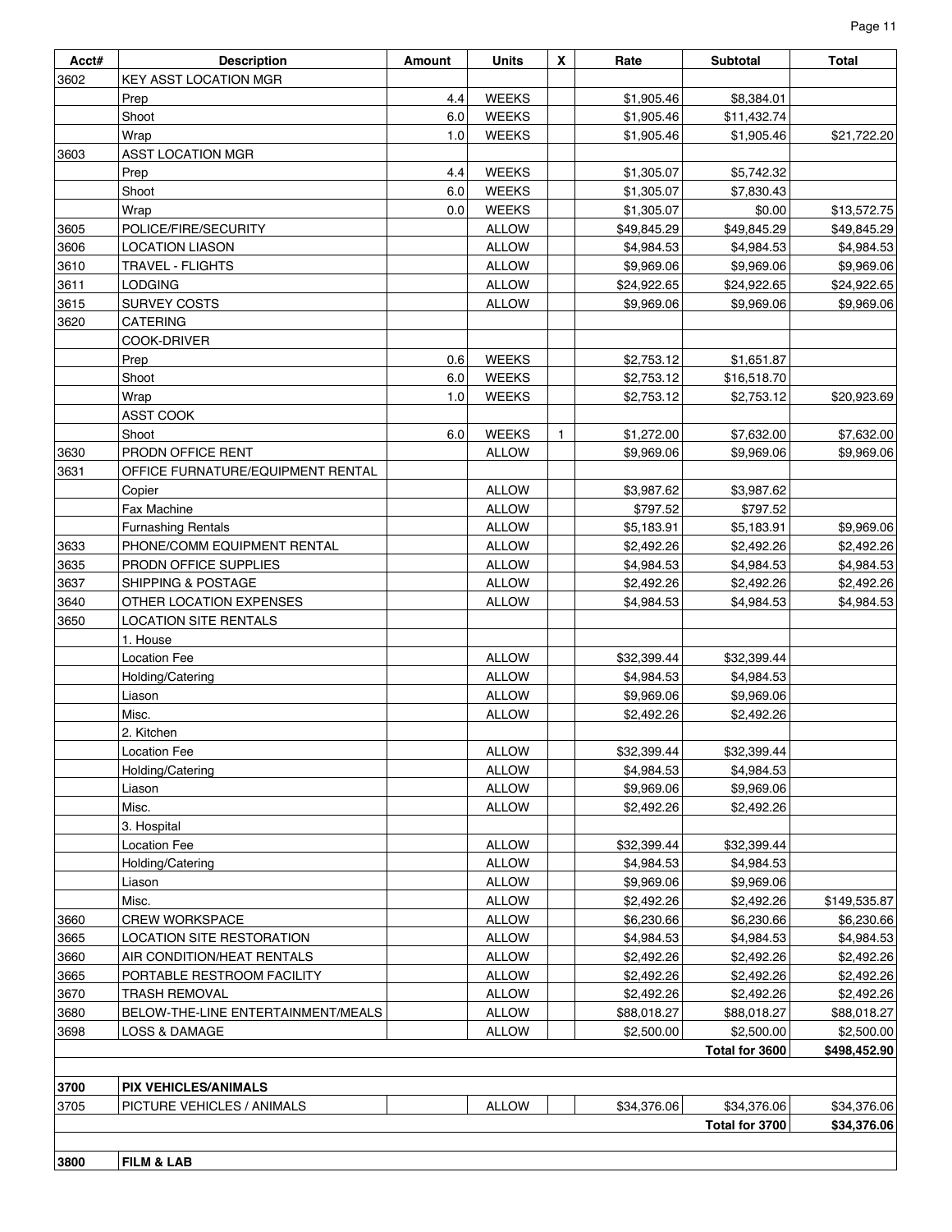| Acct# | Description | Amount | Units | X | Rate | Subtotal | Total |
|---|---|---|---|---|---|---|---|
| 3602 | KEY ASST LOCATION MGR | | | | | | |
| | Prep | 4.4 | WEEKS | | $1,905.46 | $8,384.01 | |
| | Shoot | 6.0 | WEEKS | | $1,905.46 | $11,432.74 | |
| | Wrap | 1.0 | WEEKS | | $1,905.46 | $1,905.46 | $21,722.20 |
| 3603 | ASST LOCATION MGR | | | | | | |
| | Prep | 4.4 | WEEKS | | $1,305.07 | $5,742.32 | |
| | Shoot | 6.0 | WEEKS | | $1,305.07 | $7,830.43 | |
| | Wrap | 0.0 | WEEKS | | $1,305.07 | $0.00 | $13,572.75 |
| 3605 | POLICE/FIRE/SECURITY | | ALLOW | | $49,845.29 | $49,845.29 | $49,845.29 |
| 3606 | LOCATION LIASON | | ALLOW | | $4,984.53 | $4,984.53 | $4,984.53 |
| 3610 | TRAVEL - FLIGHTS | | ALLOW | | $9,969.06 | $9,969.06 | $9,969.06 |
| 3611 | LODGING | | ALLOW | | $24,922.65 | $24,922.65 | $24,922.65 |
| 3615 | SURVEY COSTS | | ALLOW | | $9,969.06 | $9,969.06 | $9,969.06 |
| 3620 | CATERING | | | | | | |
| | COOK-DRIVER | | | | | | |
| | Prep | 0.6 | WEEKS | | $2,753.12 | $1,651.87 | |
| | Shoot | 6.0 | WEEKS | | $2,753.12 | $16,518.70 | |
| | Wrap | 1.0 | WEEKS | | $2,753.12 | $2,753.12 | $20,923.69 |
| | ASST COOK | | | | | | |
| | Shoot | 6.0 | WEEKS | 1 | $1,272.00 | $7,632.00 | $7,632.00 |
| 3630 | PRODN OFFICE RENT | | ALLOW | | $9,969.06 | $9,969.06 | $9,969.06 |
| 3631 | OFFICE FURNATURE/EQUIPMENT RENTAL | | | | | | |
| | Copier | | ALLOW | | $3,987.62 | $3,987.62 | |
| | Fax Machine | | ALLOW | | $797.52 | $797.52 | |
| | Furnashing Rentals | | ALLOW | | $5,183.91 | $5,183.91 | $9,969.06 |
| 3633 | PHONE/COMM EQUIPMENT RENTAL | | ALLOW | | $2,492.26 | $2,492.26 | $2,492.26 |
| 3635 | PRODN OFFICE SUPPLIES | | ALLOW | | $4,984.53 | $4,984.53 | $4,984.53 |
| 3637 | SHIPPING & POSTAGE | | ALLOW | | $2,492.26 | $2,492.26 | $2,492.26 |
| 3640 | OTHER LOCATION EXPENSES | | ALLOW | | $4,984.53 | $4,984.53 | $4,984.53 |
| 3650 | LOCATION SITE RENTALS | | | | | | |
| | 1. House | | | | | | |
| | Location Fee | | ALLOW | | $32,399.44 | $32,399.44 | |
| | Holding/Catering | | ALLOW | | $4,984.53 | $4,984.53 | |
| | Liason | | ALLOW | | $9,969.06 | $9,969.06 | |
| | Misc. | | ALLOW | | $2,492.26 | $2,492.26 | |
| | 2. Kitchen | | | | | | |
| | Location Fee | | ALLOW | | $32,399.44 | $32,399.44 | |
| | Holding/Catering | | ALLOW | | $4,984.53 | $4,984.53 | |
| | Liason | | ALLOW | | $9,969.06 | $9,969.06 | |
| | Misc. | | ALLOW | | $2,492.26 | $2,492.26 | |
| | 3. Hospital | | | | | | |
| | Location Fee | | ALLOW | | $32,399.44 | $32,399.44 | |
| | Holding/Catering | | ALLOW | | $4,984.53 | $4,984.53 | |
| | Liason | | ALLOW | | $9,969.06 | $9,969.06 | |
| | Misc. | | ALLOW | | $2,492.26 | $2,492.26 | $149,535.87 |
| 3660 | CREW WORKSPACE | | ALLOW | | $6,230.66 | $6,230.66 | $6,230.66 |
| 3665 | LOCATION SITE RESTORATION | | ALLOW | | $4,984.53 | $4,984.53 | $4,984.53 |
| 3660 | AIR CONDITION/HEAT RENTALS | | ALLOW | | $2,492.26 | $2,492.26 | $2,492.26 |
| 3665 | PORTABLE RESTROOM FACILITY | | ALLOW | | $2,492.26 | $2,492.26 | $2,492.26 |
| 3670 | TRASH REMOVAL | | ALLOW | | $2,492.26 | $2,492.26 | $2,492.26 |
| 3680 | BELOW-THE-LINE ENTERTAINMENT/MEALS | | ALLOW | | $88,018.27 | $88,018.27 | $88,018.27 |
| 3698 | LOSS & DAMAGE | | ALLOW | | $2,500.00 | $2,500.00 | $2,500.00 |
| | | | | | | **Total for 3600** | **$498,452.90** |
| | | | | | | | |
| **3700** | **PIX VEHICLES/ANIMALS** | | | | | | |
| 3705 | PICTURE VEHICLES / ANIMALS | | ALLOW | | $34,376.06 | $34,376.06 | $34,376.06 |
| | | | | | | **Total for 3700** | **$34,376.06** |
| | | | | | | | |
| **3800** | **FILM & LAB** | | | | | | |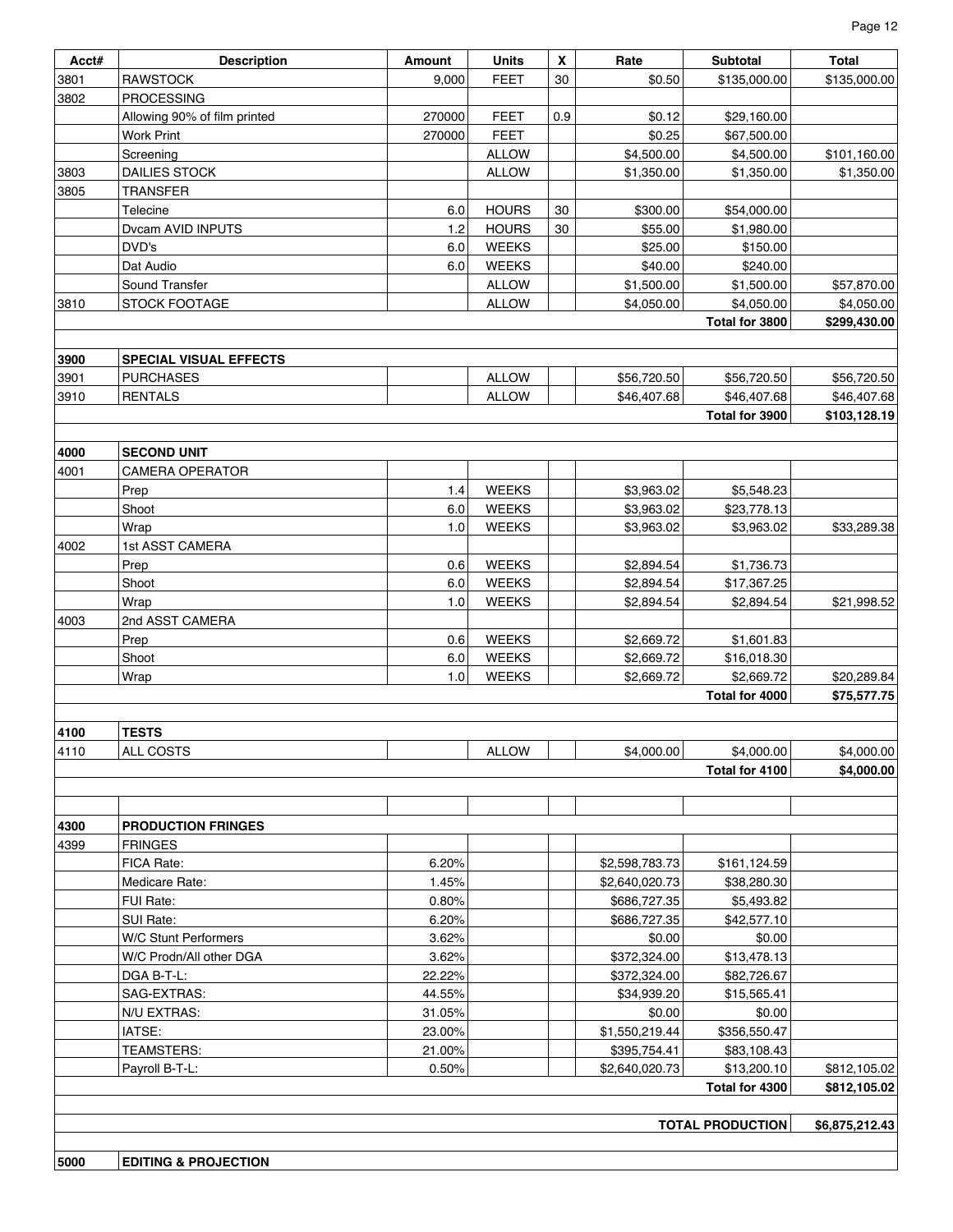| Acct# | Description | Amount | Units | X | Rate | Subtotal | Total |
|---|---|---|---|---|---|---|---|
| 3801 | RAWSTOCK | 9,000 | FEET | 30 | $0.50 | $135,000.00 | $135,000.00 |
| 3802 | PROCESSING | | | | | | |
| | Allowing 90% of film printed | 270000 | FEET | 0.9 | $0.12 | $29,160.00 | |
| | Work Print | 270000 | FEET | | $0.25 | $67,500.00 | |
| | Screening | | ALLOW | | $4,500.00 | $4,500.00 | $101,160.00 |
| 3803 | DAILIES STOCK | | ALLOW | | $1,350.00 | $1,350.00 | $1,350.00 |
| 3805 | TRANSFER | | | | | | |
| | Telecine | 6.0 | HOURS | 30 | $300.00 | $54,000.00 | |
| | Dvcam AVID INPUTS | 1.2 | HOURS | 30 | $55.00 | $1,980.00 | |
| | DVD's | 6.0 | WEEKS | | $25.00 | $150.00 | |
| | Dat Audio | 6.0 | WEEKS | | $40.00 | $240.00 | |
| | Sound Transfer | | ALLOW | | $1,500.00 | $1,500.00 | $57,870.00 |
| 3810 | STOCK FOOTAGE | | ALLOW | | $4,050.00 | $4,050.00 | $4,050.00 |
| | | | | | | **Total for 3800** | **$299,430.00** |
| | | | | | | | |
| **3900** | **SPECIAL VISUAL EFFECTS** | | | | | | |
| 3901 | PURCHASES | | ALLOW | | $56,720.50 | $56,720.50 | $56,720.50 |
| 3910 | RENTALS | | ALLOW | | $46,407.68 | $46,407.68 | $46,407.68 |
| | | | | | | **Total for 3900** | **$103,128.19** |
| | | | | | | | |
| **4000** | **SECOND UNIT** | | | | | | |
| 4001 | CAMERA OPERATOR | | | | | | |
| | Prep | 1.4 | WEEKS | | $3,963.02 | $5,548.23 | |
| | Shoot | 6.0 | WEEKS | | $3,963.02 | $23,778.13 | |
| | Wrap | 1.0 | WEEKS | | $3,963.02 | $3,963.02 | $33,289.38 |
| 4002 | 1st ASST CAMERA | | | | | | |
| | Prep | 0.6 | WEEKS | | $2,894.54 | $1,736.73 | |
| | Shoot | 6.0 | WEEKS | | $2,894.54 | $17,367.25 | |
| | Wrap | 1.0 | WEEKS | | $2,894.54 | $2,894.54 | $21,998.52 |
| 4003 | 2nd ASST CAMERA | | | | | | |
| | Prep | 0.6 | WEEKS | | $2,669.72 | $1,601.83 | |
| | Shoot | 6.0 | WEEKS | | $2,669.72 | $16,018.30 | |
| | Wrap | 1.0 | WEEKS | | $2,669.72 | $2,669.72 | $20,289.84 |
| | | | | | | **Total for 4000** | **$75,577.75** |
| | | | | | | | |
| **4100** | **TESTS** | | | | | | |
| 4110 | ALL COSTS | | ALLOW | | $4,000.00 | $4,000.00 | $4,000.00 |
| | | | | | | **Total for 4100** | **$4,000.00** |
| | | | | | | | |
| | | | | | | | |
| **4300** | **PRODUCTION FRINGES** | | | | | | |
| 4399 | FRINGES | | | | | | |
| | FICA Rate: | 6.20% | | | $2,598,783.73 | $161,124.59 | |
| | Medicare Rate: | 1.45% | | | $2,640,020.73 | $38,280.30 | |
| | FUI Rate: | 0.80% | | | $686,727.35 | $5,493.82 | |
| | SUI Rate: | 6.20% | | | $686,727.35 | $42,577.10 | |
| | W/C Stunt Performers | 3.62% | | | $0.00 | $0.00 | |
| | W/C Prodn/All other DGA | 3.62% | | | $372,324.00 | $13,478.13 | |
| | DGA B-T-L: | 22.22% | | | $372,324.00 | $82,726.67 | |
| | SAG-EXTRAS: | 44.55% | | | $34,939.20 | $15,565.41 | |
| | N/U EXTRAS: | 31.05% | | | $0.00 | $0.00 | |
| | IATSE: | 23.00% | | | $1,550,219.44 | $356,550.47 | |
| | TEAMSTERS: | 21.00% | | | $395,754.41 | $83,108.43 | |
| | Payroll B-T-L: | 0.50% | | | $2,640,020.73 | $13,200.10 | $812,105.02 |
| | | | | | | **Total for 4300** | **$812,105.02** |
| | | | | | | | |
| | | | | | | **TOTAL PRODUCTION** | **$6,875,212.43** |
| | | | | | | | |
| **5000** | **EDITING & PROJECTION** | | | | | | |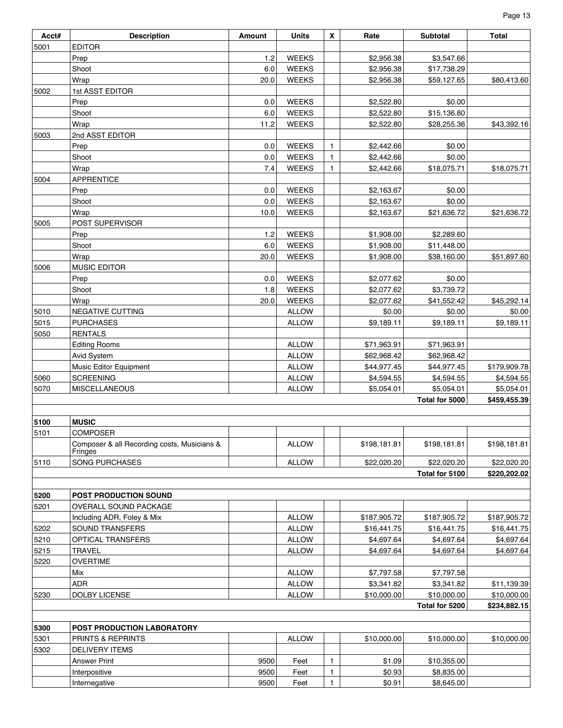| Acct# | Description | Amount | Units | X | Rate | Subtotal | Total |
|---|---|---|---|---|---|---|---|
| 5001 | EDITOR | | | | | | |
| | Prep | 1.2 | WEEKS | | $2,956.38 | $3,547.66 | |
| | Shoot | 6.0 | WEEKS | | $2,956.38 | $17,738.29 | |
| | Wrap | 20.0 | WEEKS | | $2,956.38 | $59,127.65 | $80,413.60 |
| 5002 | 1st ASST EDITOR | | | | | | |
| | Prep | 0.0 | WEEKS | | $2,522.80 | $0.00 | |
| | Shoot | 6.0 | WEEKS | | $2,522.80 | $15,136.80 | |
| | Wrap | 11.2 | WEEKS | | $2,522.80 | $28,255.36 | $43,392.16 |
| 5003 | 2nd ASST EDITOR | | | | | | |
| | Prep | 0.0 | WEEKS | 1 | $2,442.66 | $0.00 | |
| | Shoot | 0.0 | WEEKS | 1 | $2,442.66 | $0.00 | |
| | Wrap | 7.4 | WEEKS | 1 | $2,442.66 | $18,075.71 | $18,075.71 |
| 5004 | APPRENTICE | | | | | | |
| | Prep | 0.0 | WEEKS | | $2,163.67 | $0.00 | |
| | Shoot | 0.0 | WEEKS | | $2,163.67 | $0.00 | |
| | Wrap | 10.0 | WEEKS | | $2,163.67 | $21,636.72 | $21,636.72 |
| 5005 | POST SUPERVISOR | | | | | | |
| | Prep | 1.2 | WEEKS | | $1,908.00 | $2,289.60 | |
| | Shoot | 6.0 | WEEKS | | $1,908.00 | $11,448.00 | |
| | Wrap | 20.0 | WEEKS | | $1,908.00 | $38,160.00 | $51,897.60 |
| 5006 | MUSIC EDITOR | | | | | | |
| | Prep | 0.0 | WEEKS | | $2,077.62 | $0.00 | |
| | Shoot | 1.8 | WEEKS | | $2,077.62 | $3,739.72 | |
| | Wrap | 20.0 | WEEKS | | $2,077.62 | $41,552.42 | $45,292.14 |
| 5010 | NEGATIVE CUTTING | | ALLOW | | $0.00 | $0.00 | $0.00 |
| 5015 | PURCHASES | | ALLOW | | $9,189.11 | $9,189.11 | $9,189.11 |
| 5050 | RENTALS | | | | | | |
| | Editing Rooms | | ALLOW | | $71,963.91 | $71,963.91 | |
| | Avid System | | ALLOW | | $62,968.42 | $62,968.42 | |
| | Music Editor Equipment | | ALLOW | | $44,977.45 | $44,977.45 | $179,909.78 |
| 5060 | SCREENING | | ALLOW | | $4,594.55 | $4,594.55 | $4,594.55 |
| 5070 | MISCELLANEOUS | | ALLOW | | $5,054.01 | $5,054.01 | $5,054.01 |
| | | | | | | **Total for 5000** | **$459,455.39** |
| | | | | | | | |
| **5100** | **MUSIC** | | | | | | |
| 5101 | COMPOSER | | | | | | |
| | Composer & all Recording costs, Musicians & Fringes | | ALLOW | | $198,181.81 | $198,181.81 | $198,181.81 |
| 5110 | SONG PURCHASES | | ALLOW | | $22,020.20 | $22,020.20 | $22,020.20 |
| | | | | | | **Total for 5100** | **$220,202.02** |
| | | | | | | | |
| **5200** | **POST PRODUCTION SOUND** | | | | | | |
| 5201 | OVERALL SOUND PACKAGE | | | | | | |
| | Including ADR, Foley & Mix | | ALLOW | | $187,905.72 | $187,905.72 | $187,905.72 |
| 5202 | SOUND TRANSFERS | | ALLOW | | $16,441.75 | $16,441.75 | $16,441.75 |
| 5210 | OPTICAL TRANSFERS | | ALLOW | | $4,697.64 | $4,697.64 | $4,697.64 |
| 5215 | TRAVEL | | ALLOW | | $4,697.64 | $4,697.64 | $4,697.64 |
| 5220 | OVERTIME | | | | | | |
| | Mix | | ALLOW | | $7,797.58 | $7,797.58 | |
| | ADR | | ALLOW | | $3,341.82 | $3,341.82 | $11,139.39 |
| 5230 | DOLBY LICENSE | | ALLOW | | $10,000.00 | $10,000.00 | $10,000.00 |
| | | | | | | **Total for 5200** | **$234,882.15** |
| | | | | | | | |
| **5300** | **POST PRODUCTION LABORATORY** | | | | | | |
| 5301 | PRINTS & REPRINTS | | ALLOW | | $10,000.00 | $10,000.00 | $10,000.00 |
| 5302 | DELIVERY ITEMS | | | | | | |
| | Answer Print | 9500 | Feet | 1 | $1.09 | $10,355.00 | |
| | Interpositive | 9500 | Feet | 1 | $0.93 | $8,835.00 | |
| | Internegative | 9500 | Feet | 1 | $0.91 | $8,645.00 | |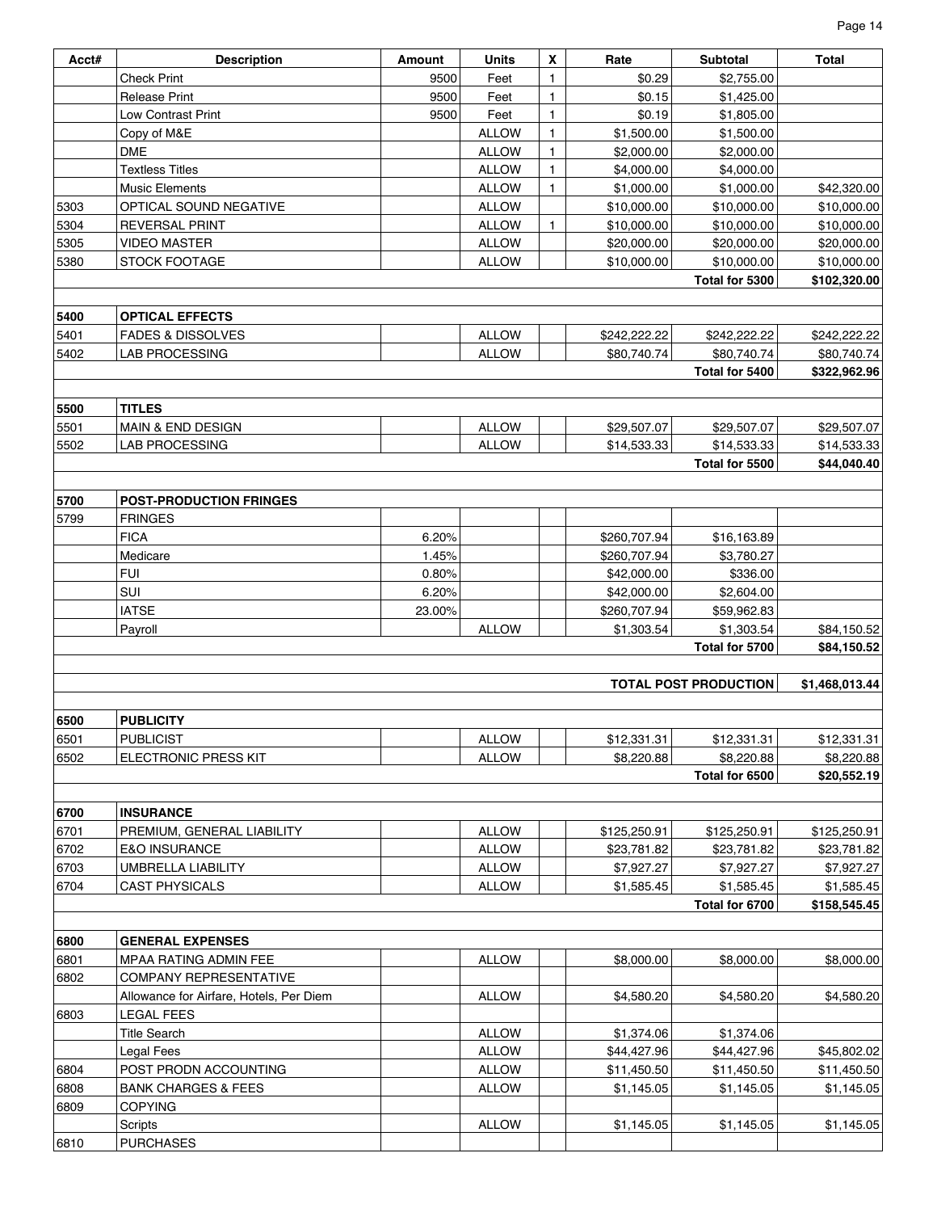| Acct# | Description | Amount | Units | X | Rate | Subtotal | Total |
|---|---|---|---|---|---|---|---|
| | Check Print | 9500 | Feet | 1 | $0.29 | $2,755.00 | |
| | Release Print | 9500 | Feet | 1 | $0.15 | $1,425.00 | |
| | Low Contrast Print | 9500 | Feet | 1 | $0.19 | $1,805.00 | |
| | Copy of M&E | | ALLOW | 1 | $1,500.00 | $1,500.00 | |
| | DME | | ALLOW | 1 | $2,000.00 | $2,000.00 | |
| | Textless Titles | | ALLOW | 1 | $4,000.00 | $4,000.00 | |
| | Music Elements | | ALLOW | 1 | $1,000.00 | $1,000.00 | $42,320.00 |
| 5303 | OPTICAL SOUND NEGATIVE | | ALLOW | | $10,000.00 | $10,000.00 | $10,000.00 |
| 5304 | REVERSAL PRINT | | ALLOW | 1 | $10,000.00 | $10,000.00 | $10,000.00 |
| 5305 | VIDEO MASTER | | ALLOW | | $20,000.00 | $20,000.00 | $20,000.00 |
| 5380 | STOCK FOOTAGE | | ALLOW | | $10,000.00 | $10,000.00 | $10,000.00 |
| | | | | | | **Total for 5300** | **$102,320.00** |
| | | | | | | | |
| **5400** | **OPTICAL EFFECTS** | | | | | | |
| 5401 | FADES & DISSOLVES | | ALLOW | | $242,222.22 | $242,222.22 | $242,222.22 |
| 5402 | LAB PROCESSING | | ALLOW | | $80,740.74 | $80,740.74 | $80,740.74 |
| | | | | | | **Total for 5400** | **$322,962.96** |
| | | | | | | | |
| **5500** | **TITLES** | | | | | | |
| 5501 | MAIN & END DESIGN | | ALLOW | | $29,507.07 | $29,507.07 | $29,507.07 |
| 5502 | LAB PROCESSING | | ALLOW | | $14,533.33 | $14,533.33 | $14,533.33 |
| | | | | | | **Total for 5500** | **$44,040.40** |
| | | | | | | | |
| **5700** | **POST-PRODUCTION FRINGES** | | | | | | |
| 5799 | FRINGES | | | | | | |
| | FICA | 6.20% | | | $260,707.94 | $16,163.89 | |
| | Medicare | 1.45% | | | $260,707.94 | $3,780.27 | |
| | FUI | 0.80% | | | $42,000.00 | $336.00 | |
| | SUI | 6.20% | | | $42,000.00 | $2,604.00 | |
| | IATSE | 23.00% | | | $260,707.94 | $59,962.83 | |
| | Payroll | | ALLOW | | $1,303.54 | $1,303.54 | $84,150.52 |
| | | | | | | **Total for 5700** | **$84,150.52** |
| | | | | | | | |
| | | | | | | **TOTAL POST PRODUCTION** | **$1,468,013.44** |
| | | | | | | | |
| **6500** | **PUBLICITY** | | | | | | |
| 6501 | PUBLICIST | | ALLOW | | $12,331.31 | $12,331.31 | $12,331.31 |
| 6502 | ELECTRONIC PRESS KIT | | ALLOW | | $8,220.88 | $8,220.88 | $8,220.88 |
| | | | | | | **Total for 6500** | **$20,552.19** |
| | | | | | | | |
| **6700** | **INSURANCE** | | | | | | |
| 6701 | PREMIUM, GENERAL LIABILITY | | ALLOW | | $125,250.91 | $125,250.91 | $125,250.91 |
| 6702 | E&O INSURANCE | | ALLOW | | $23,781.82 | $23,781.82 | $23,781.82 |
| 6703 | UMBRELLA LIABILITY | | ALLOW | | $7,927.27 | $7,927.27 | $7,927.27 |
| 6704 | CAST PHYSICALS | | ALLOW | | $1,585.45 | $1,585.45 | $1,585.45 |
| | | | | | | **Total for 6700** | **$158,545.45** |
| | | | | | | | |
| **6800** | **GENERAL EXPENSES** | | | | | | |
| 6801 | MPAA RATING ADMIN FEE | | ALLOW | | $8,000.00 | $8,000.00 | $8,000.00 |
| 6802 | COMPANY REPRESENTATIVE | | | | | | |
| | Allowance for Airfare, Hotels, Per Diem | | ALLOW | | $4,580.20 | $4,580.20 | $4,580.20 |
| 6803 | LEGAL FEES | | | | | | |
| | Title Search | | ALLOW | | $1,374.06 | $1,374.06 | |
| | Legal Fees | | ALLOW | | $44,427.96 | $44,427.96 | $45,802.02 |
| 6804 | POST PRODN ACCOUNTING | | ALLOW | | $11,450.50 | $11,450.50 | $11,450.50 |
| 6808 | BANK CHARGES & FEES | | ALLOW | | $1,145.05 | $1,145.05 | $1,145.05 |
| 6809 | COPYING | | | | | | |
| | Scripts | | ALLOW | | $1,145.05 | $1,145.05 | $1,145.05 |
| 6810 | PURCHASES | | | | | | |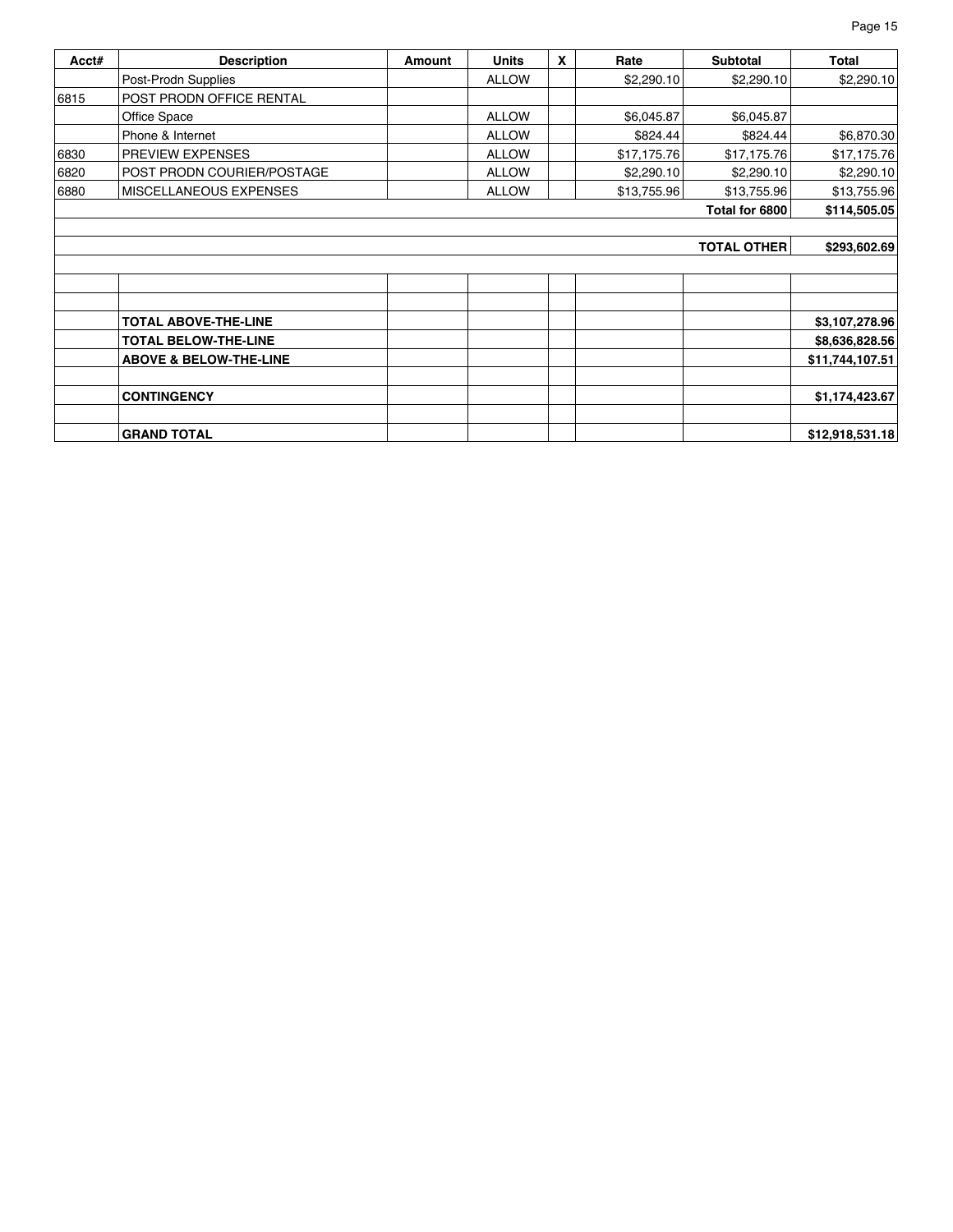| Acct# | Description | Amount | Units | X | Rate | Subtotal | Total |
|---|---|---|---|---|---|---|---|
| | Post-Prodn Supplies | | ALLOW | | $2,290.10 | $2,290.10 | $2,290.10 |
| 6815 | POST PRODN OFFICE RENTAL | | | | | | |
| | Office Space | | ALLOW | | $6,045.87 | $6,045.87 | |
| | Phone & Internet | | ALLOW | | $824.44 | $824.44 | $6,870.30 |
| 6830 | PREVIEW EXPENSES | | ALLOW | | $17,175.76 | $17,175.76 | $17,175.76 |
| 6820 | POST PRODN COURIER/POSTAGE | | ALLOW | | $2,290.10 | $2,290.10 | $2,290.10 |
| 6880 | MISCELLANEOUS EXPENSES | | ALLOW | | $13,755.96 | $13,755.96 | $13,755.96 |
| | | | | | | **Total for 6800** | **$114,505.05** |
| | | | | | | | |
| | | | | | | **TOTAL OTHER** | **$293,602.69** |
| | | | | | | | |
| | | | | | | | |
| | | | | | | | |
| | **TOTAL ABOVE-THE-LINE** | | | | | | **$3,107,278.96** |
| | **TOTAL BELOW-THE-LINE** | | | | | | **$8,636,828.56** |
| | **ABOVE & BELOW-THE-LINE** | | | | | | **$11,744,107.51** |
| | | | | | | | |
| | **CONTINGENCY** | | | | | | **$1,174,423.67** |
| | | | | | | | |
| | **GRAND TOTAL** | | | | | | **$12,918,531.18** |